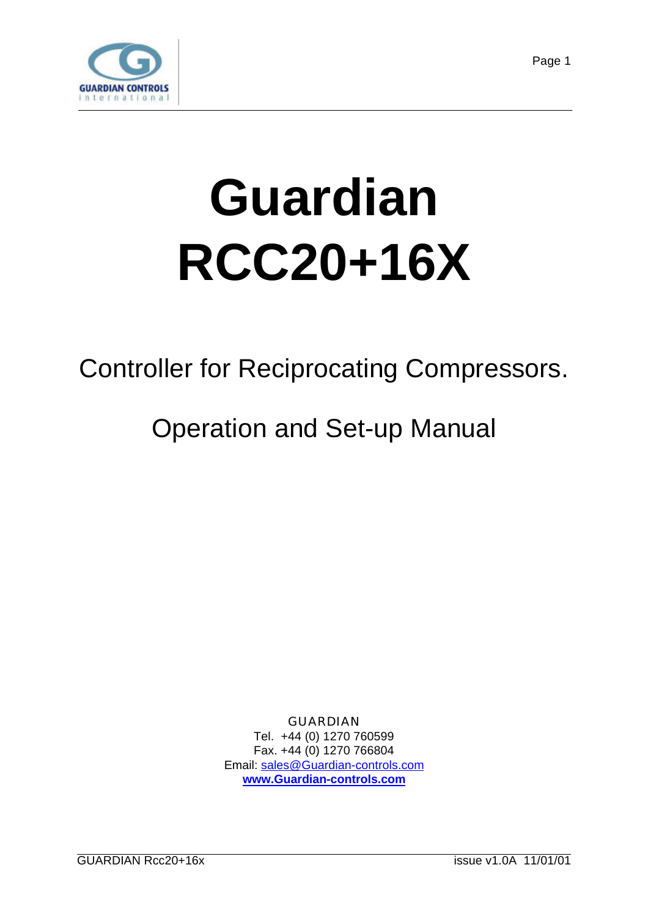# Guardian RCC20+16X

Controller for Reciprocating Compressors.

Operation and Set-up Manual

GUARDIAN
Tel. +44 (0) 1270 760599
Fax. +44 (0) 1270 766804
Email: sales@Guardian-controls.com
**www.Guardian-controls.com**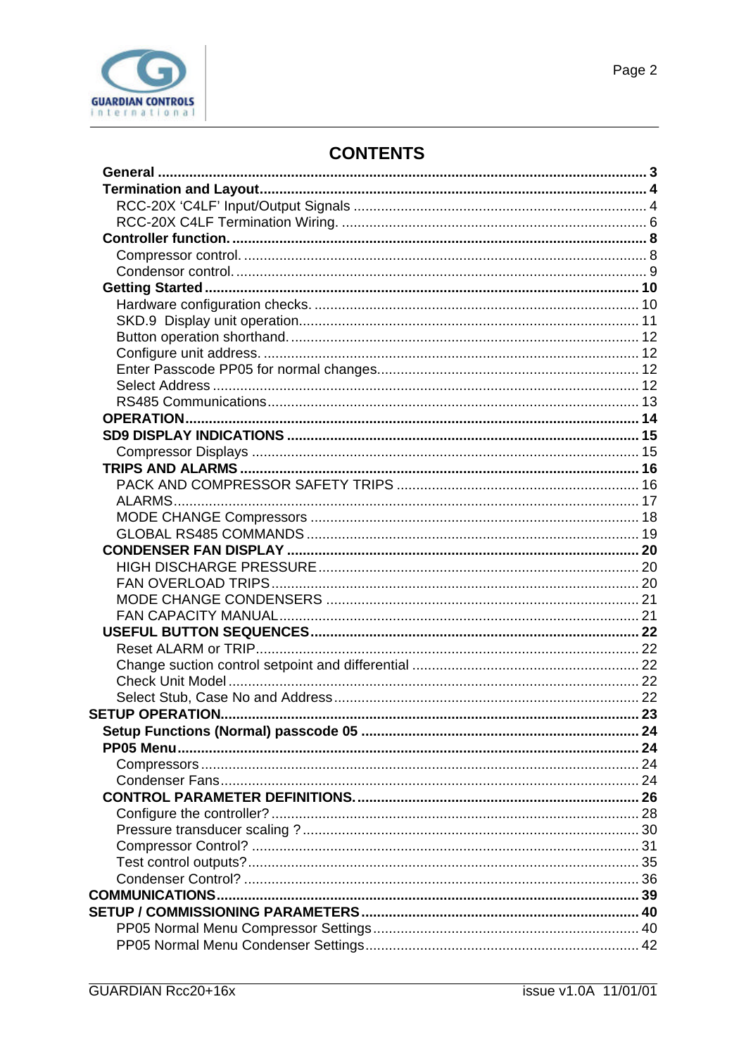# CONTENTS

**General** ... **3**
**Termination and Layout** ... **4**
- RCC-20X 'C4LF' Input/Output Signals ... 4
- RCC-20X C4LF Termination Wiring. ... 6

**Controller function.** ... **8**
- Compressor control. ... 8
- Condensor control. ... 9

**Getting Started** ... **10**
- Hardware configuration checks. ... 10
- SKD.9 Display unit operation. ... 11
- Button operation shorthand. ... 12
- Configure unit address. ... 12
- Enter Passcode PP05 for normal changes. ... 12
- Select Address ... 12
- RS485 Communications ... 13

**OPERATION** ... **14**
**SD9 DISPLAY INDICATIONS** ... **15**
- Compressor Displays ... 15

**TRIPS AND ALARMS** ... **16**
- PACK AND COMPRESSOR SAFETY TRIPS ... 16
- ALARMS ... 17
- MODE CHANGE Compressors ... 18
- GLOBAL RS485 COMMANDS ... 19

**CONDENSER FAN DISPLAY** ... **20**
- HIGH DISCHARGE PRESSURE ... 20
- FAN OVERLOAD TRIPS ... 20
- MODE CHANGE CONDENSERS ... 21
- FAN CAPACITY MANUAL ... 21

**USEFUL BUTTON SEQUENCES** ... **22**
- Reset ALARM or TRIP ... 22
- Change suction control setpoint and differential ... 22
- Check Unit Model ... 22
- Select Stub, Case No and Address ... 22

**SETUP OPERATION** ... **23**
**Setup Functions (Normal) passcode 05** ... **24**
**PP05 Menu** ... **24**
- Compressors ... 24
- Condenser Fans ... 24

**CONTROL PARAMETER DEFINITIONS.** ... **26**
- Configure the controller? ... 28
- Pressure transducer scaling ? ... 30
- Compressor Control? ... 31
- Test control outputs? ... 35
- Condenser Control? ... 36

**COMMUNICATIONS** ... **39**
**SETUP / COMMISSIONING PARAMETERS** ... **40**
- PP05 Normal Menu Compressor Settings ... 40
- PP05 Normal Menu Condenser Settings ... 42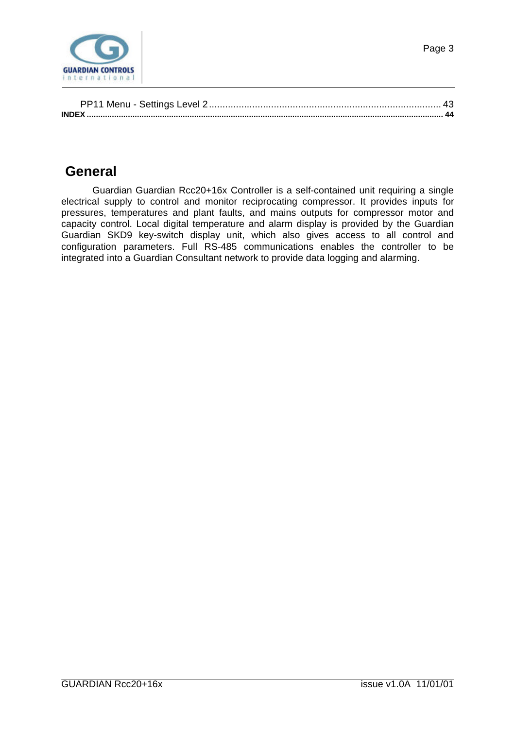PP11 Menu - Settings Level 2 ........................................................................................ 43

**INDEX ........................................................................................................................................ 44**

# General

Guardian Guardian Rcc20+16x Controller is a self-contained unit requiring a single electrical supply to control and monitor reciprocating compressor. It provides inputs for pressures, temperatures and plant faults, and mains outputs for compressor motor and capacity control. Local digital temperature and alarm display is provided by the Guardian Guardian SKD9 key-switch display unit, which also gives access to all control and configuration parameters. Full RS-485 communications enables the controller to be integrated into a Guardian Consultant network to provide data logging and alarming.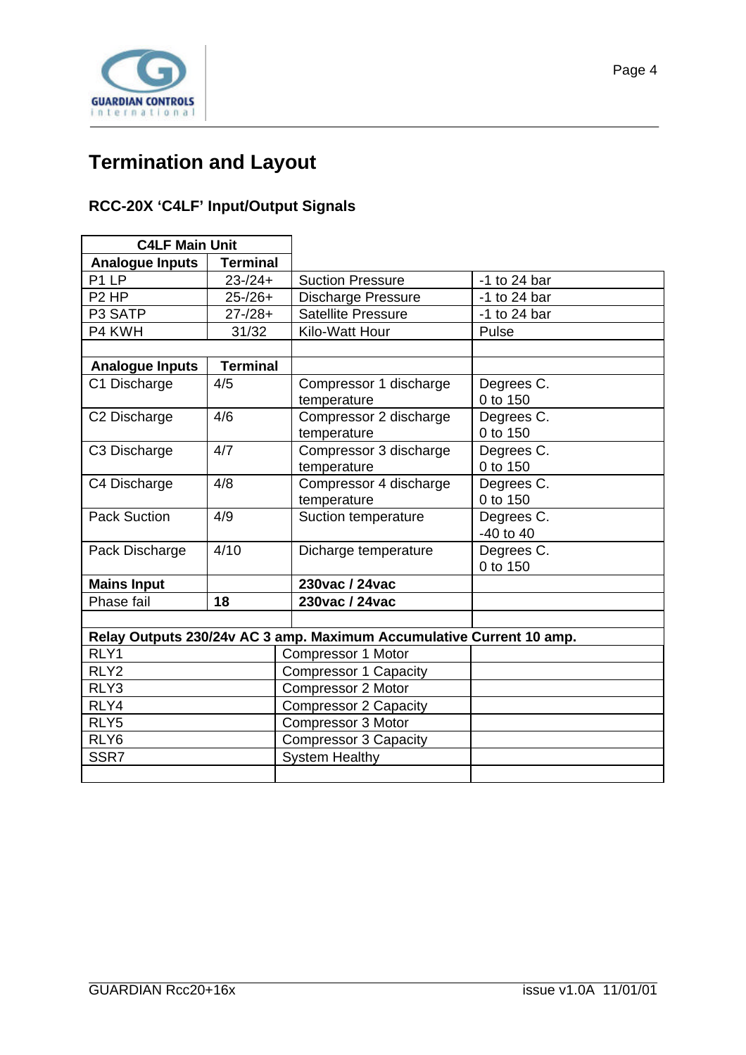# Termination and Layout

### RCC-20X 'C4LF' Input/Output Signals

| C4LF Main Unit | | | |
|---|---|---|---|
| **Analogue Inputs** | **Terminal** | | |
| P1 LP | 23-/24+ | Suction Pressure | -1 to 24 bar |
| P2 HP | 25-/26+ | Discharge Pressure | -1 to 24 bar |
| P3 SATP | 27-/28+ | Satellite Pressure | -1 to 24 bar |
| P4 KWH | 31/32 | Kilo-Watt Hour | Pulse |
| | | | |
| **Analogue Inputs** | **Terminal** | | |
| C1 Discharge | 4/5 | Compressor 1 discharge temperature | Degrees C. 0 to 150 |
| C2 Discharge | 4/6 | Compressor 2 discharge temperature | Degrees C. 0 to 150 |
| C3 Discharge | 4/7 | Compressor 3 discharge temperature | Degrees C. 0 to 150 |
| C4 Discharge | 4/8 | Compressor 4 discharge temperature | Degrees C. 0 to 150 |
| Pack Suction | 4/9 | Suction temperature | Degrees C. -40 to 40 |
| Pack Discharge | 4/10 | Dicharge temperature | Degrees C. 0 to 150 |
| **Mains Input** | | **230vac / 24vac** | |
| Phase fail | **18** | **230vac / 24vac** | |
| | | | |
| **Relay Outputs 230/24v AC 3 amp. Maximum Accumulative Current 10 amp.** | | | |
| RLY1 | | Compressor 1 Motor | |
| RLY2 | | Compressor 1 Capacity | |
| RLY3 | | Compressor 2 Motor | |
| RLY4 | | Compressor 2 Capacity | |
| RLY5 | | Compressor 3 Motor | |
| RLY6 | | Compressor 3 Capacity | |
| SSR7 | | System Healthy | |
| | | | |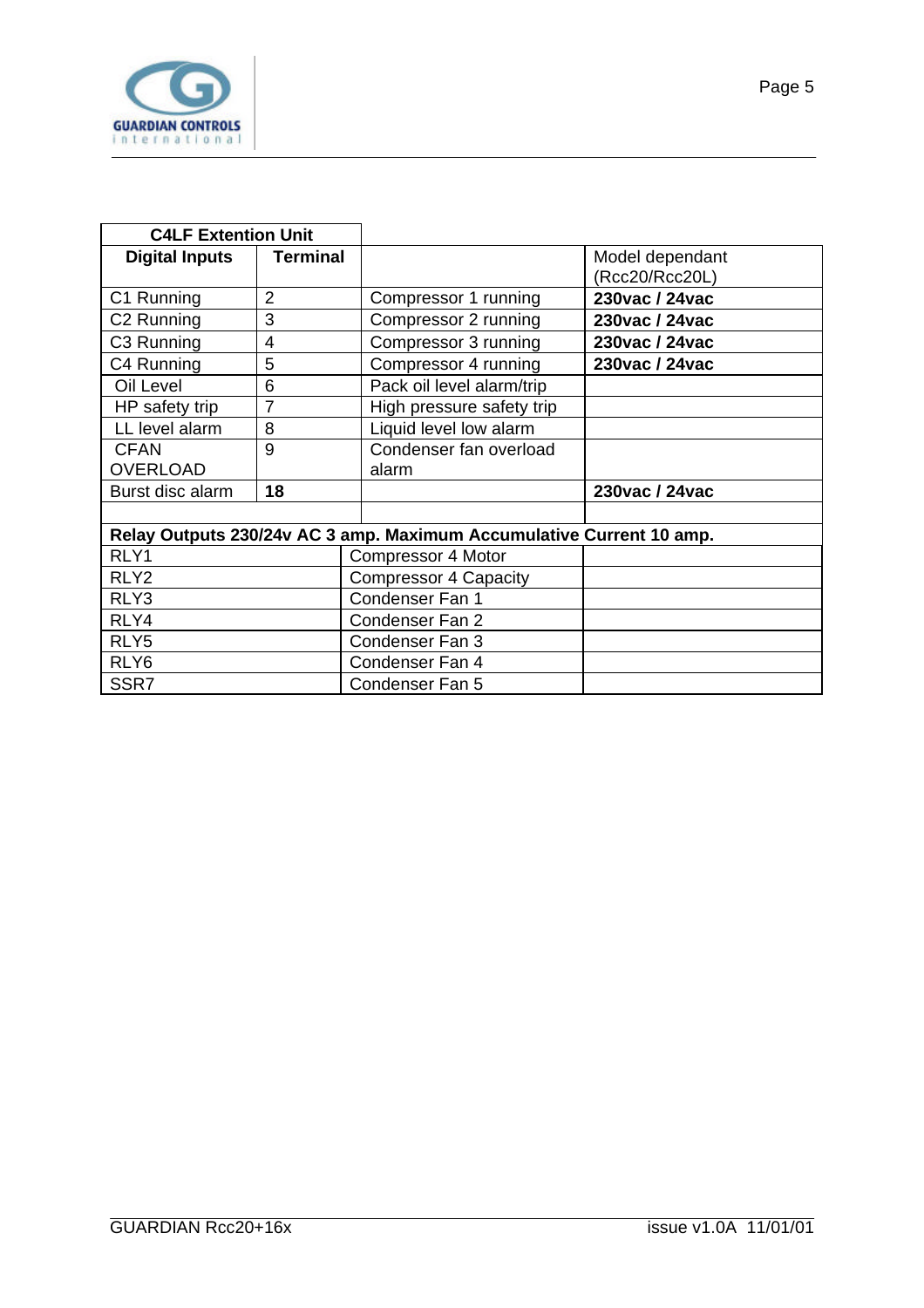| C4LF Extention Unit | | | |
|---|---|---|---|
| **Digital Inputs** | **Terminal** | | Model dependant (Rcc20/Rcc20L) |
| C1 Running | 2 | Compressor 1 running | **230vac / 24vac** |
| C2 Running | 3 | Compressor 2 running | **230vac / 24vac** |
| C3 Running | 4 | Compressor 3 running | **230vac / 24vac** |
| C4 Running | 5 | Compressor 4 running | **230vac / 24vac** |
| Oil Level | 6 | Pack oil level alarm/trip | |
| HP safety trip | 7 | High pressure safety trip | |
| LL level alarm | 8 | Liquid level low alarm | |
| CFAN OVERLOAD | 9 | Condenser fan overload alarm | |
| Burst disc alarm | **18** | | **230vac / 24vac** |

| Relay Outputs 230/24v AC 3 amp. Maximum Accumulative Current 10 amp. | | |
|---|---|---|
| RLY1 | Compressor 4 Motor | |
| RLY2 | Compressor 4 Capacity | |
| RLY3 | Condenser Fan 1 | |
| RLY4 | Condenser Fan 2 | |
| RLY5 | Condenser Fan 3 | |
| RLY6 | Condenser Fan 4 | |
| SSR7 | Condenser Fan 5 | |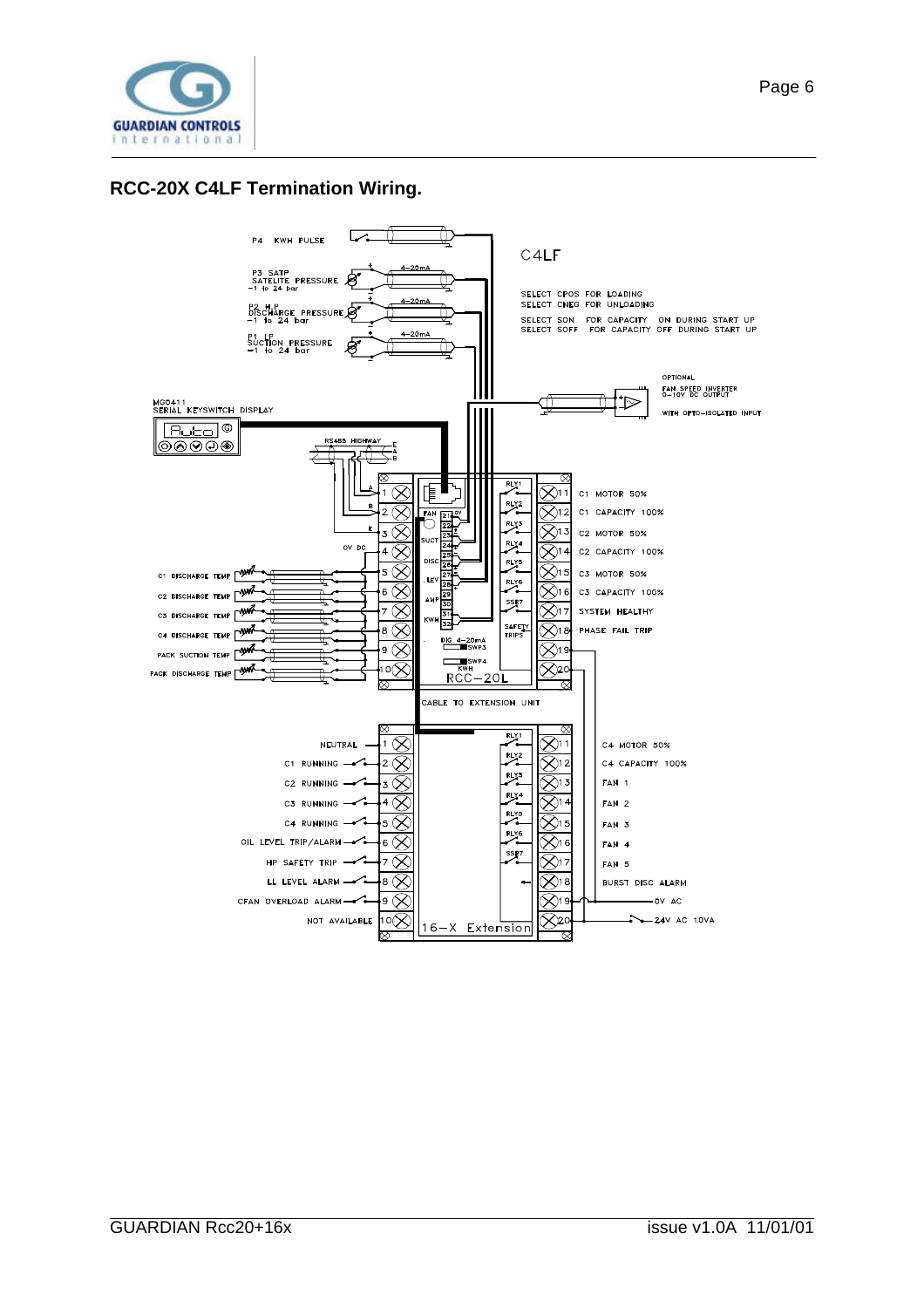## RCC-20X C4LF Termination Wiring.

C4LF

SELECT CPOS FOR LOADING
SELECT CNEG FOR UNLOADING

SELECT SON FOR CAPACITY ON DURING START UP
SELECT SOFF FOR CAPACITY OFF DURING START UP

P4 KWH PULSE

P3 SATP SATELITE PRESSURE −1 to 24 bar

P2 H.P. DISCHARGE PRESSURE −1 to 24 bar

P1 LP SUCTION PRESSURE −1 to 24 bar

4−20mA

OPTIONAL FAN SPEED INVERTER 0−10V DC OUTPUT WITH OPTO−ISOLATED INPUT

MG0411 SERIAL KEYSWITCH DISPLAY

RS485 HIGHWAY

0V DC

C1 DISCHARGE TEMP
C2 DISCHARGE TEMP
C3 DISCHARGE TEMP
C4 DISCHARGE TEMP
PACK SUCTION TEMP
PACK DISCHARGE TEMP

RCC−20L

| Terminal | Function |
|---|---|
| 11 | C1 MOTOR 50% |
| 12 | C1 CAPACITY 100% |
| 13 | C2 MOTOR 50% |
| 14 | C2 CAPACITY 100% |
| 15 | C3 MOTOR 50% |
| 16 | C3 CAPACITY 100% |
| 17 | SYSTEM HEALTHY |
| 18 | PHASE FAIL TRIP |

CABLE TO EXTENSION UNIT

16−X Extension

| Terminal | Function |
|---|---|
| 1 | NEUTRAL |
| 2 | C1 RUNNING |
| 3 | C2 RUNNING |
| 4 | C3 RUNNING |
| 5 | C4 RUNNING |
| 6 | OIL LEVEL TRIP/ALARM |
| 7 | HP SAFETY TRIP |
| 8 | LL LEVEL ALARM |
| 9 | CFAN OVERLOAD ALARM |
| 10 | NOT AVAILABLE |
| 11 | C4 MOTOR 50% |
| 12 | C4 CAPACITY 100% |
| 13 | FAN 1 |
| 14 | FAN 2 |
| 15 | FAN 3 |
| 16 | FAN 4 |
| 17 | FAN 5 |
| 18 | BURST DISC ALARM |
| 19 | 0V AC |
| 20 | 24V AC 10VA |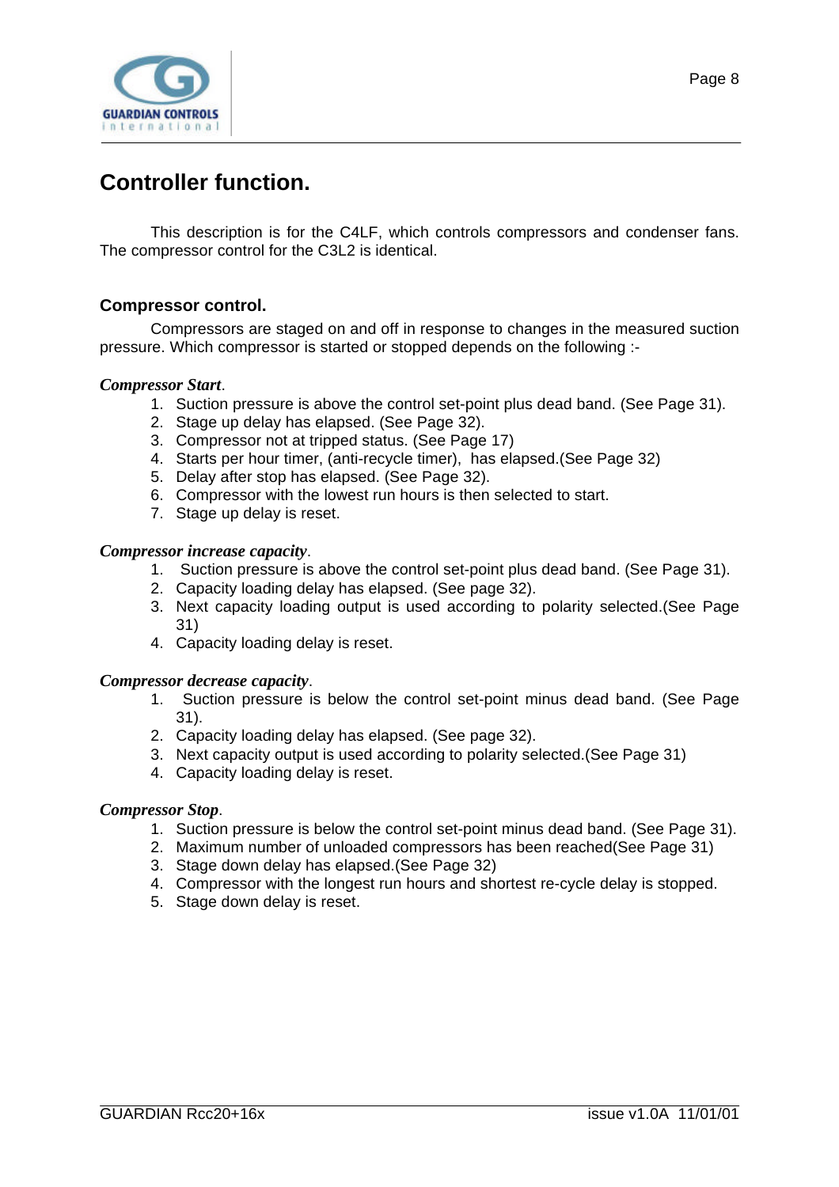# Controller function.

This description is for the C4LF, which controls compressors and condenser fans. The compressor control for the C3L2 is identical.

## Compressor control.

Compressors are staged on and off in response to changes in the measured suction pressure. Which compressor is started or stopped depends on the following :-

***Compressor Start*.**

1. Suction pressure is above the control set-point plus dead band. (See Page 31).
2. Stage up delay has elapsed. (See Page 32).
3. Compressor not at tripped status. (See Page 17)
4. Starts per hour timer, (anti-recycle timer), has elapsed.(See Page 32)
5. Delay after stop has elapsed. (See Page 32).
6. Compressor with the lowest run hours is then selected to start.
7. Stage up delay is reset.

***Compressor increase capacity*.**

1. Suction pressure is above the control set-point plus dead band. (See Page 31).
2. Capacity loading delay has elapsed. (See page 32).
3. Next capacity loading output is used according to polarity selected.(See Page 31)
4. Capacity loading delay is reset.

***Compressor decrease capacity*.**

1. Suction pressure is below the control set-point minus dead band. (See Page 31).
2. Capacity loading delay has elapsed. (See page 32).
3. Next capacity output is used according to polarity selected.(See Page 31)
4. Capacity loading delay is reset.

***Compressor Stop*.**

1. Suction pressure is below the control set-point minus dead band. (See Page 31).
2. Maximum number of unloaded compressors has been reached(See Page 31)
3. Stage down delay has elapsed.(See Page 32)
4. Compressor with the longest run hours and shortest re-cycle delay is stopped.
5. Stage down delay is reset.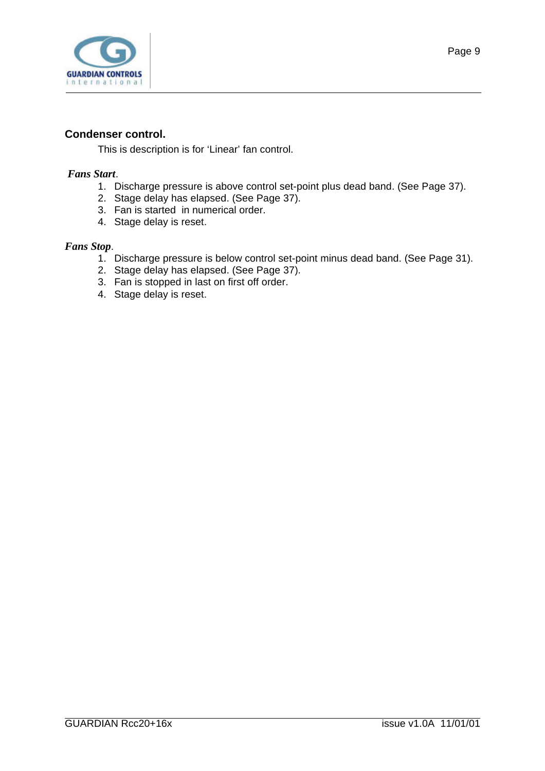## Condenser control.

This is description is for 'Linear' fan control.

***Fans Start*.**

1. Discharge pressure is above control set-point plus dead band. (See Page 37).
2. Stage delay has elapsed. (See Page 37).
3. Fan is started in numerical order.
4. Stage delay is reset.

***Fans Stop*.**

1. Discharge pressure is below control set-point minus dead band. (See Page 31).
2. Stage delay has elapsed. (See Page 37).
3. Fan is stopped in last on first off order.
4. Stage delay is reset.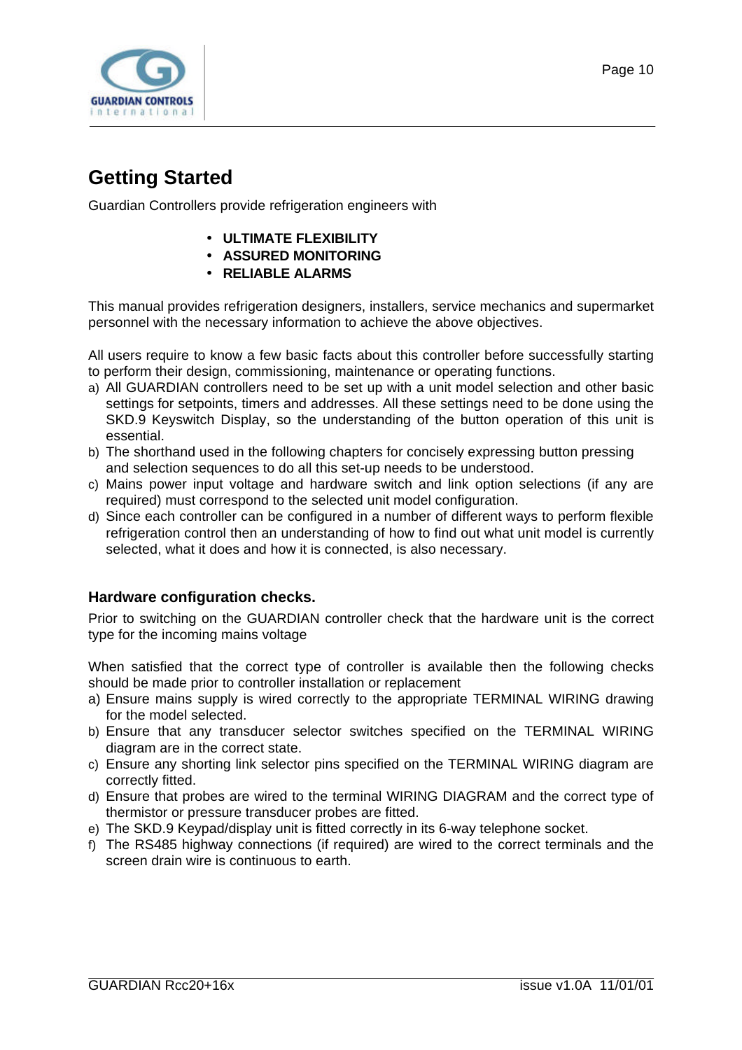# Getting Started

Guardian Controllers provide refrigeration engineers with

- **ULTIMATE FLEXIBILITY**
- **ASSURED MONITORING**
- **RELIABLE ALARMS**

This manual provides refrigeration designers, installers, service mechanics and supermarket personnel with the necessary information to achieve the above objectives.

All users require to know a few basic facts about this controller before successfully starting to perform their design, commissioning, maintenance or operating functions.

a) All GUARDIAN controllers need to be set up with a unit model selection and other basic settings for setpoints, timers and addresses. All these settings need to be done using the SKD.9 Keyswitch Display, so the understanding of the button operation of this unit is essential.
b) The shorthand used in the following chapters for concisely expressing button pressing and selection sequences to do all this set-up needs to be understood.
c) Mains power input voltage and hardware switch and link option selections (if any are required) must correspond to the selected unit model configuration.
d) Since each controller can be configured in a number of different ways to perform flexible refrigeration control then an understanding of how to find out what unit model is currently selected, what it does and how it is connected, is also necessary.

### Hardware configuration checks.

Prior to switching on the GUARDIAN controller check that the hardware unit is the correct type for the incoming mains voltage

When satisfied that the correct type of controller is available then the following checks should be made prior to controller installation or replacement

a) Ensure mains supply is wired correctly to the appropriate TERMINAL WIRING drawing for the model selected.
b) Ensure that any transducer selector switches specified on the TERMINAL WIRING diagram are in the correct state.
c) Ensure any shorting link selector pins specified on the TERMINAL WIRING diagram are correctly fitted.
d) Ensure that probes are wired to the terminal WIRING DIAGRAM and the correct type of thermistor or pressure transducer probes are fitted.
e) The SKD.9 Keypad/display unit is fitted correctly in its 6-way telephone socket.
f) The RS485 highway connections (if required) are wired to the correct terminals and the screen drain wire is continuous to earth.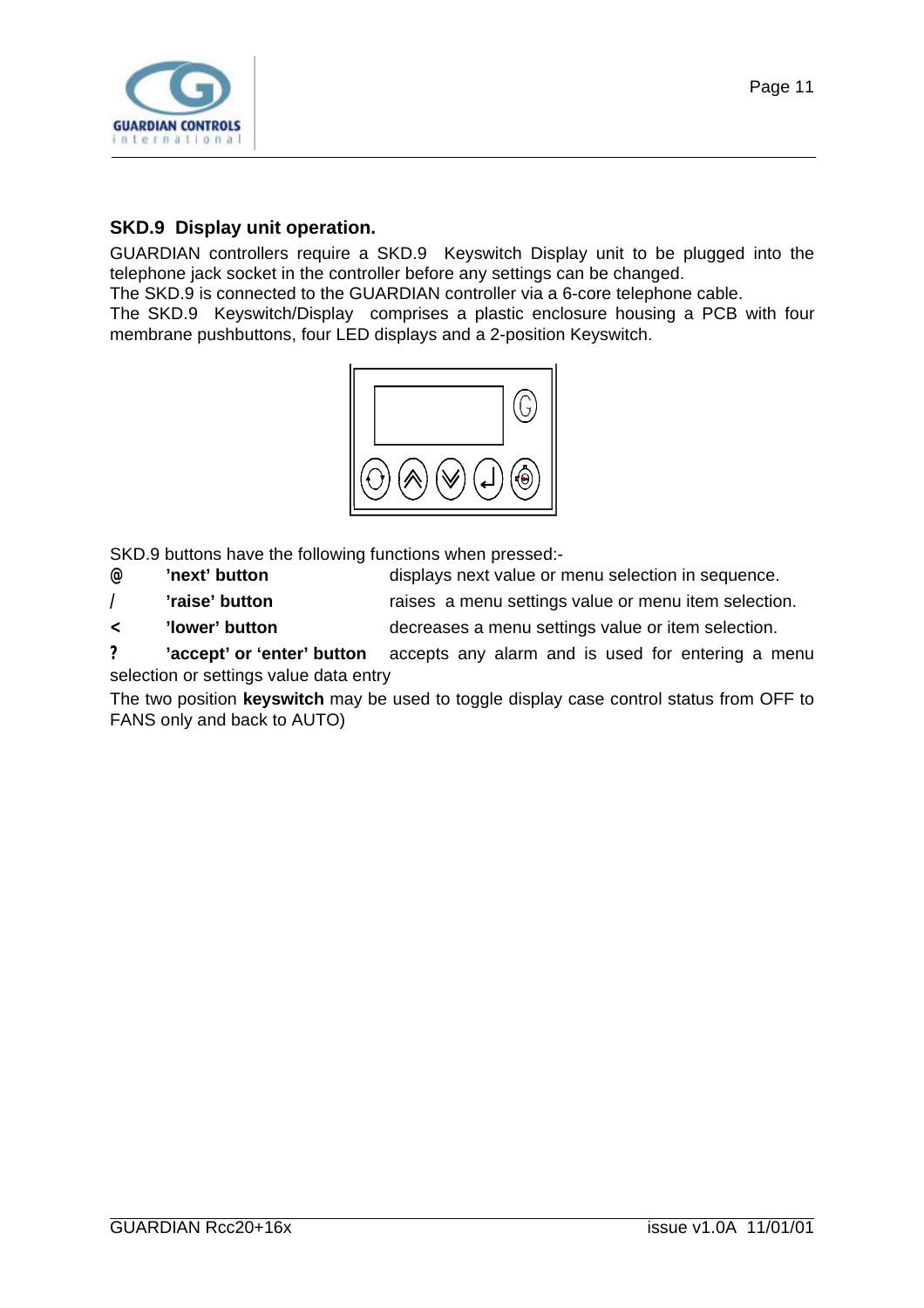## SKD.9 Display unit operation.

GUARDIAN controllers require a SKD.9 Keyswitch Display unit to be plugged into the telephone jack socket in the controller before any settings can be changed.
The SKD.9 is connected to the GUARDIAN controller via a 6-core telephone cable.
The SKD.9 Keyswitch/Display comprises a plastic enclosure housing a PCB with four membrane pushbuttons, four LED displays and a 2-position Keyswitch.

SKD.9 buttons have the following functions when pressed:-

| | | |
|---|---|---|
| **@** | **'next' button** | displays next value or menu selection in sequence. |
| **/** | **'raise' button** | raises a menu settings value or menu item selection. |
| **<** | **'lower' button** | decreases a menu settings value or item selection. |
| **?** | **'accept' or 'enter' button** | accepts any alarm and is used for entering a menu selection or settings value data entry |

The two position **keyswitch** may be used to toggle display case control status from OFF to FANS only and back to AUTO)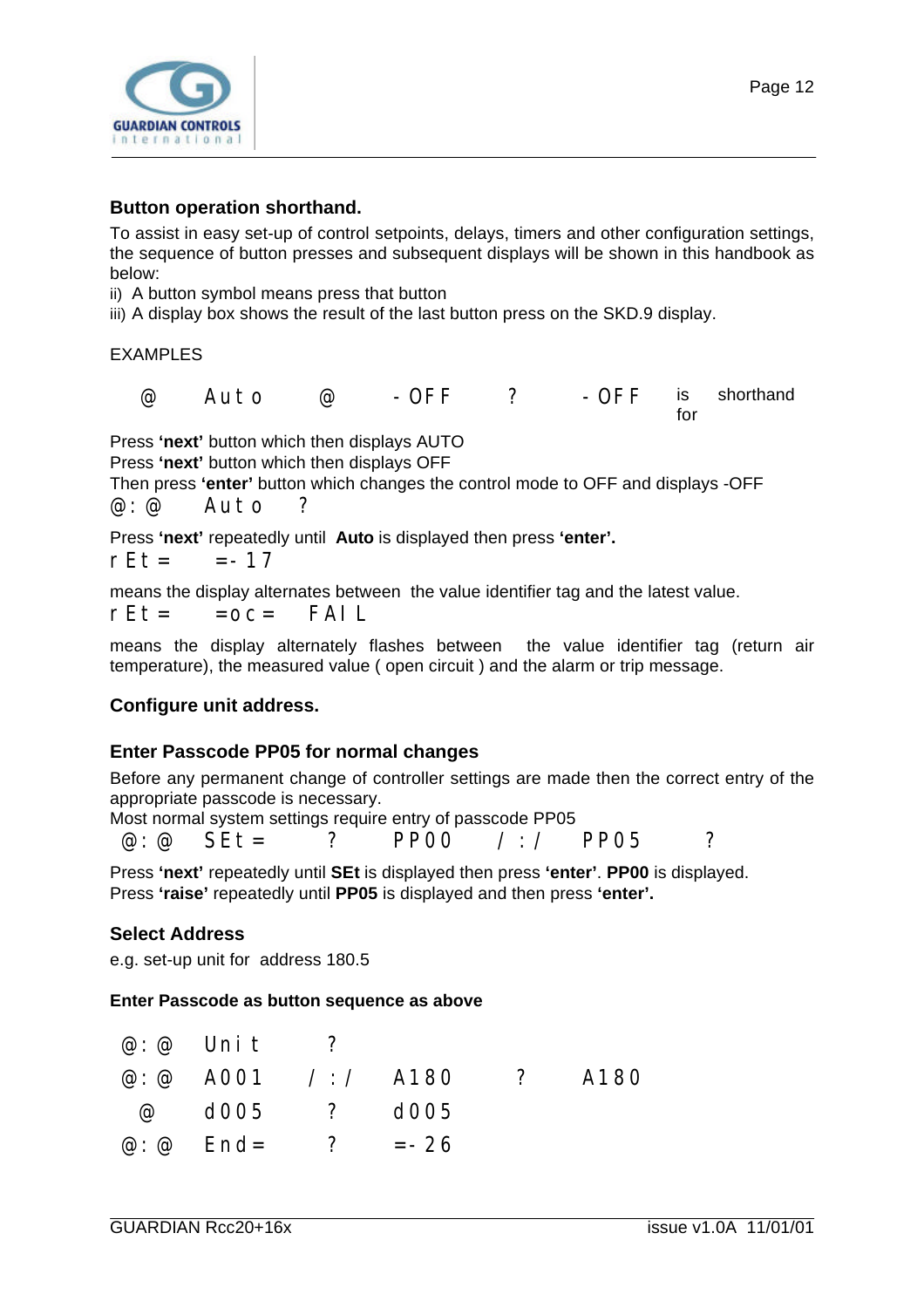## Button operation shorthand.

To assist in easy set-up of control setpoints, delays, timers and other configuration settings, the sequence of button presses and subsequent displays will be shown in this handbook as below:

ii) A button symbol means press that button

iii) A display box shows the result of the last button press on the SKD.9 display.

EXAMPLES

@ Auto @ -OFF ? -OFF is for shorthand

Press **'next'** button which then displays AUTO

Press **'next'** button which then displays OFF

Then press **'enter'** button which changes the control mode to OFF and displays -OFF

@:@ Auto ?

Press **'next'** repeatedly until **Auto** is displayed then press **'enter'.**

rEt= =-17

means the display alternates between the value identifier tag and the latest value.

rEt= =oc= FAIL

means the display alternately flashes between the value identifier tag (return air temperature), the measured value ( open circuit ) and the alarm or trip message.

## Configure unit address.

## Enter Passcode PP05 for normal changes

Before any permanent change of controller settings are made then the correct entry of the appropriate passcode is necessary.

Most normal system settings require entry of passcode PP05

@:@ SEt= ? PP00 /:/ PP05 ?

Press **'next'** repeatedly until **SEt** is displayed then press **'enter'**. **PP00** is displayed.

Press **'raise'** repeatedly until **PP05** is displayed and then press **'enter'.**

## Select Address

e.g. set-up unit for address 180.5

### Enter Passcode as button sequence as above

@:@ Unit ?

@:@ A001 /:/ A180 ? A180

@ d005 ? d005

@:@ End= ? =-26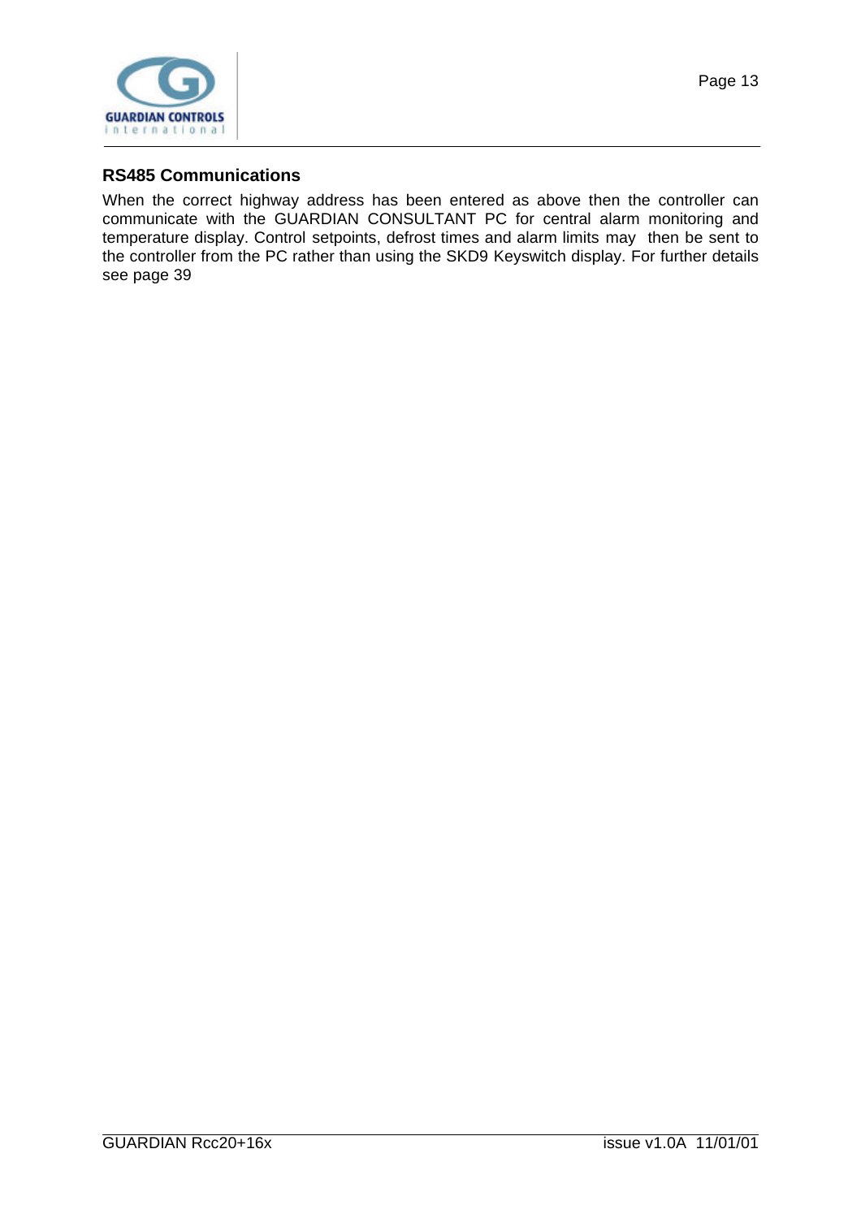## RS485 Communications

When the correct highway address has been entered as above then the controller can communicate with the GUARDIAN CONSULTANT PC for central alarm monitoring and temperature display. Control setpoints, defrost times and alarm limits may then be sent to the controller from the PC rather than using the SKD9 Keyswitch display. For further details see page 39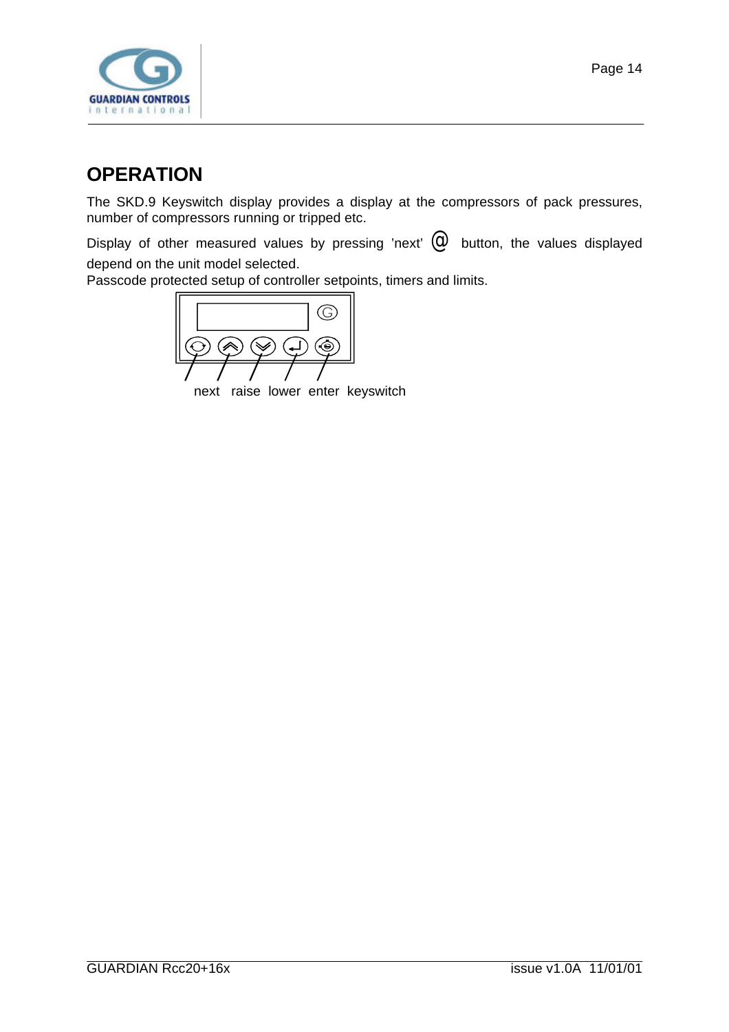# OPERATION

The SKD.9 Keyswitch display provides a display at the compressors of pack pressures, number of compressors running or tripped etc.

Display of other measured values by pressing 'next' @ button, the values displayed depend on the unit model selected.

Passcode protected setup of controller setpoints, timers and limits.

next raise lower enter keyswitch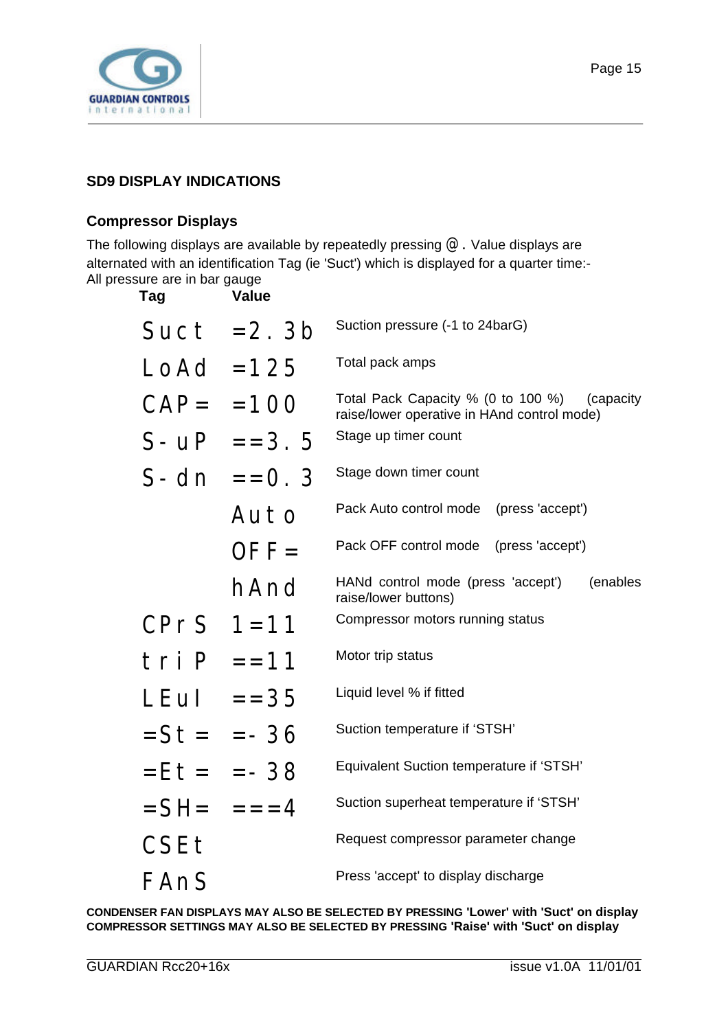## SD9 DISPLAY INDICATIONS

### Compressor Displays

The following displays are available by repeatedly pressing @ . Value displays are alternated with an identification Tag (ie 'Suct') which is displayed for a quarter time:-
All pressure are in bar gauge

| Tag | Value | |
|---|---|---|
| Suct | =2.3b | Suction pressure (-1 to 24barG) |
| LoAd | =125 | Total pack amps |
| CAP= | =100 | Total Pack Capacity % (0 to 100 %) (capacity raise/lower operative in HAnd control mode) |
| S-uP | ==3.5 | Stage up timer count |
| S-dn | ==0.3 | Stage down timer count |
| | Auto | Pack Auto control mode (press 'accept') |
| | OFF= | Pack OFF control mode (press 'accept') |
| | hAnd | HANd control mode (press 'accept') (enables raise/lower buttons) |
| CPrS | 1=11 | Compressor motors running status |
| triP | ==11 | Motor trip status |
| LEul | ==35 | Liquid level % if fitted |
| =St= | =-36 | Suction temperature if 'STSH' |
| =Et= | =-38 | Equivalent Suction temperature if 'STSH' |
| =SH= | ===4 | Suction superheat temperature if 'STSH' |
| CSEt | | Request compressor parameter change |
| FAnS | | Press 'accept' to display discharge |

**CONDENSER FAN DISPLAYS MAY ALSO BE SELECTED BY PRESSING 'Lower' with 'Suct' on display**
**COMPRESSOR SETTINGS MAY ALSO BE SELECTED BY PRESSING 'Raise' with 'Suct' on display**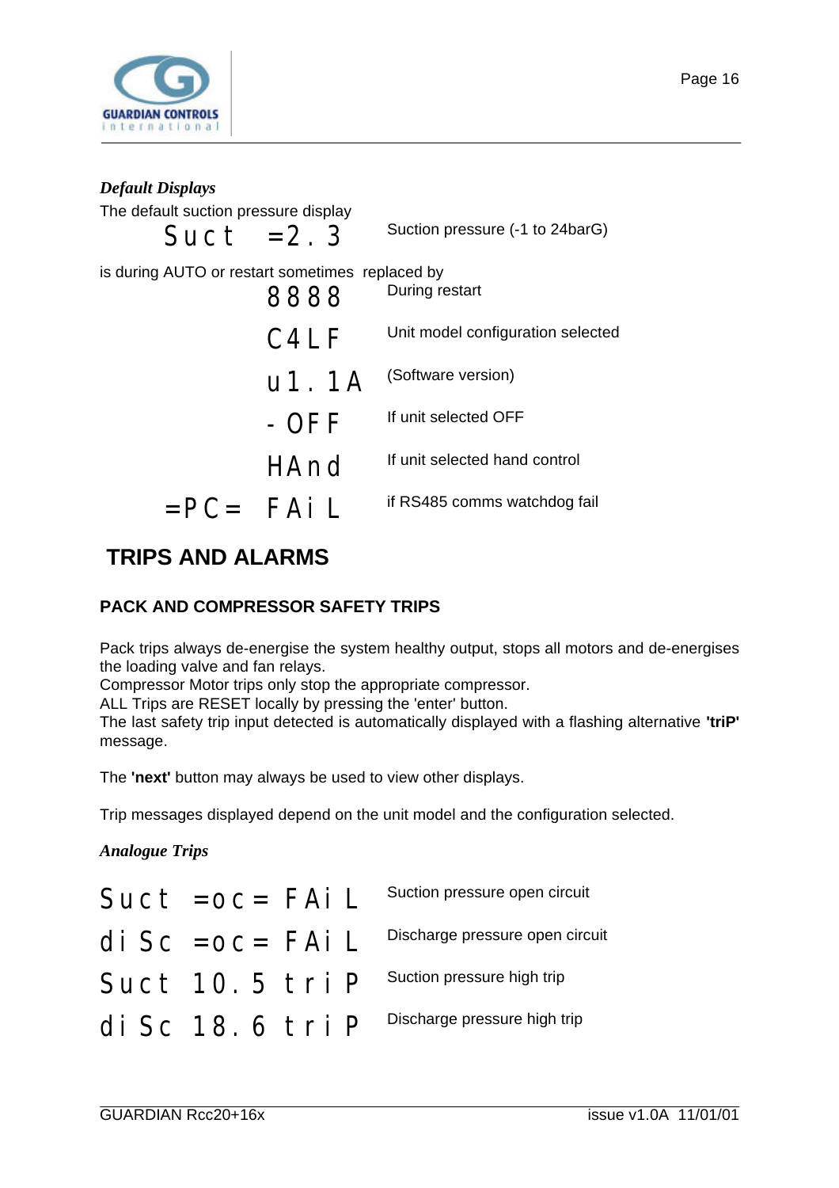*Default Displays*

The default suction pressure display

| | |
|---|---|
| `Suct =2.3` | Suction pressure (-1 to 24barG) |

is during AUTO or restart sometimes replaced by

| | |
|---|---|
| `8888` | During restart |
| `C4LF` | Unit model configuration selected |
| `u1.1A` | (Software version) |
| `-OFF` | If unit selected OFF |
| `HAnd` | If unit selected hand control |
| `=PC= FAiL` | if RS485 comms watchdog fail |

## TRIPS AND ALARMS

### PACK AND COMPRESSOR SAFETY TRIPS

Pack trips always de-energise the system healthy output, stops all motors and de-energises the loading valve and fan relays.
Compressor Motor trips only stop the appropriate compressor.
ALL Trips are RESET locally by pressing the 'enter' button.
The last safety trip input detected is automatically displayed with a flashing alternative **'triP'** message.

The **'next'** button may always be used to view other displays.

Trip messages displayed depend on the unit model and the configuration selected.

*Analogue Trips*

| | |
|---|---|
| `Suct =oc= FAiL` | Suction pressure open circuit |
| `diSc =oc= FAiL` | Discharge pressure open circuit |
| `Suct 10.5 triP` | Suction pressure high trip |
| `diSc 18.6 triP` | Discharge pressure high trip |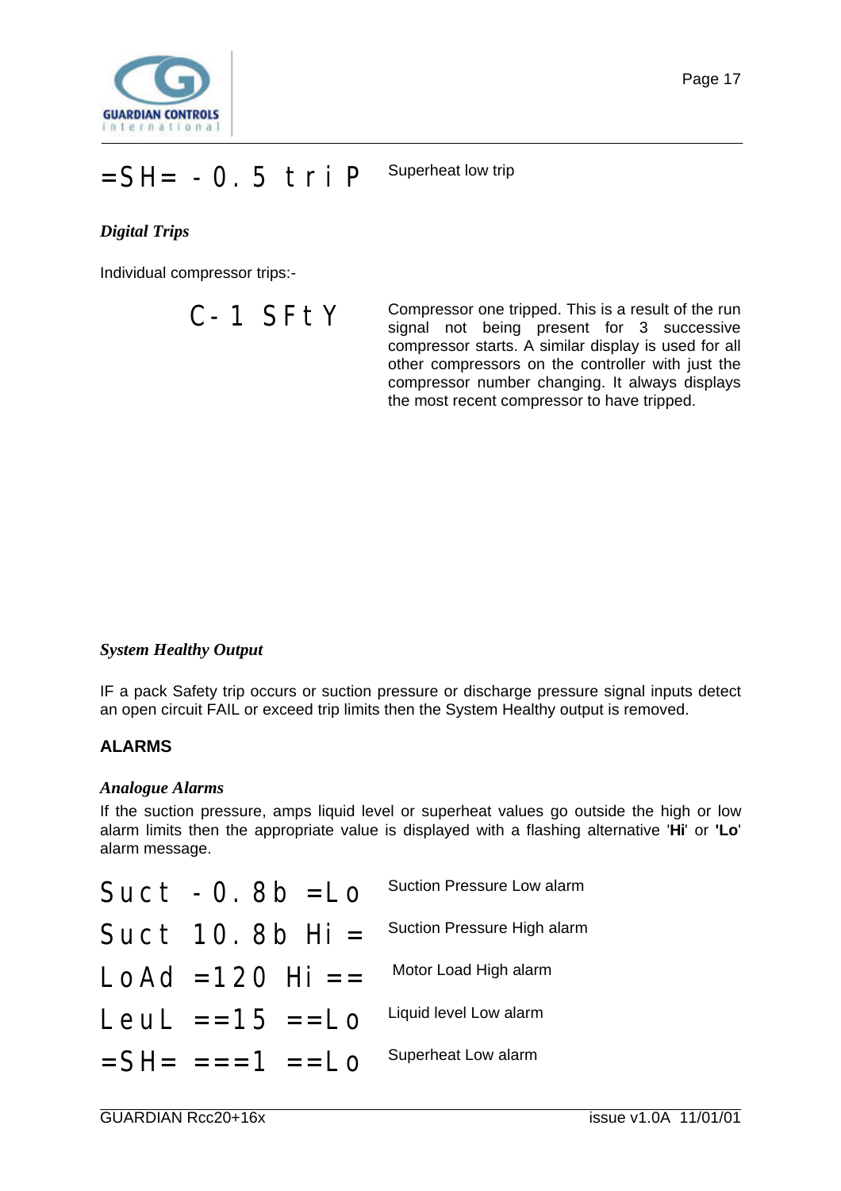`=SH= -0.5 triP` Superheat low trip

***Digital Trips***

Individual compressor trips:-

`C-1 SFtY` Compressor one tripped. This is a result of the run signal not being present for 3 successive compressor starts. A similar display is used for all other compressors on the controller with just the compressor number changing. It always displays the most recent compressor to have tripped.

***System Healthy Output***

IF a pack Safety trip occurs or suction pressure or discharge pressure signal inputs detect an open circuit FAIL or exceed trip limits then the System Healthy output is removed.

**ALARMS**

***Analogue Alarms***

If the suction pressure, amps liquid level or superheat values go outside the high or low alarm limits then the appropriate value is displayed with a flashing alternative '**Hi**' or **'Lo**' alarm message.

| Display | Description |
|---|---|
| `Suct -0.8b =Lo` | Suction Pressure Low alarm |
| `Suct 10.8b Hi =` | Suction Pressure High alarm |
| `LoAd =120 Hi ==` | Motor Load High alarm |
| `LeuL ==15 ==Lo` | Liquid level Low alarm |
| `=SH= ===1 ==Lo` | Superheat Low alarm |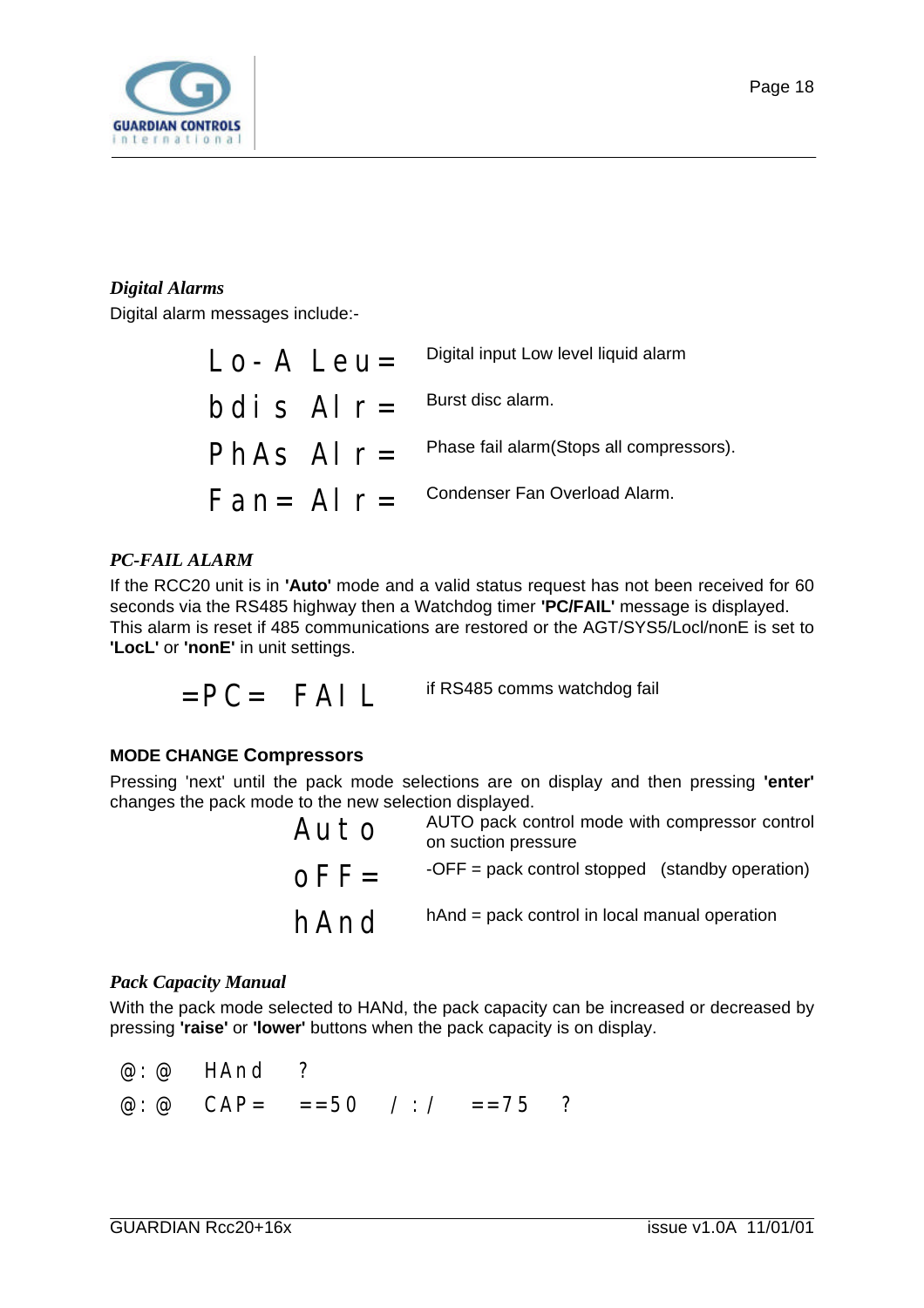### *Digital Alarms*

Digital alarm messages include:-

| | |
|---|---|
| Lo-A Leu= | Digital input Low level liquid alarm |
| bdis Alr = | Burst disc alarm. |
| PhAs Alr = | Phase fail alarm(Stops all compressors). |
| Fan= Alr = | Condenser Fan Overload Alarm. |

### *PC-FAIL ALARM*

If the RCC20 unit is in **'Auto'** mode and a valid status request has not been received for 60 seconds via the RS485 highway then a Watchdog timer **'PC/FAIL'** message is displayed. This alarm is reset if 485 communications are restored or the AGT/SYS5/Locl/nonE is set to **'LocL'** or **'nonE'** in unit settings.

| | |
|---|---|
| =PC= FAIL | if RS485 comms watchdog fail |

### MODE CHANGE Compressors

Pressing 'next' until the pack mode selections are on display and then pressing **'enter'** changes the pack mode to the new selection displayed.

| | |
|---|---|
| Auto | AUTO pack control mode with compressor control on suction pressure |
| oFF= | -OFF = pack control stopped (standby operation) |
| hAnd | hAnd = pack control in local manual operation |

### *Pack Capacity Manual*

With the pack mode selected to HANd, the pack capacity can be increased or decreased by pressing **'raise'** or **'lower'** buttons when the pack capacity is on display.

```
@:@   HAnd   ?
@:@   CAP=   ==50   /:/   ==75   ?
```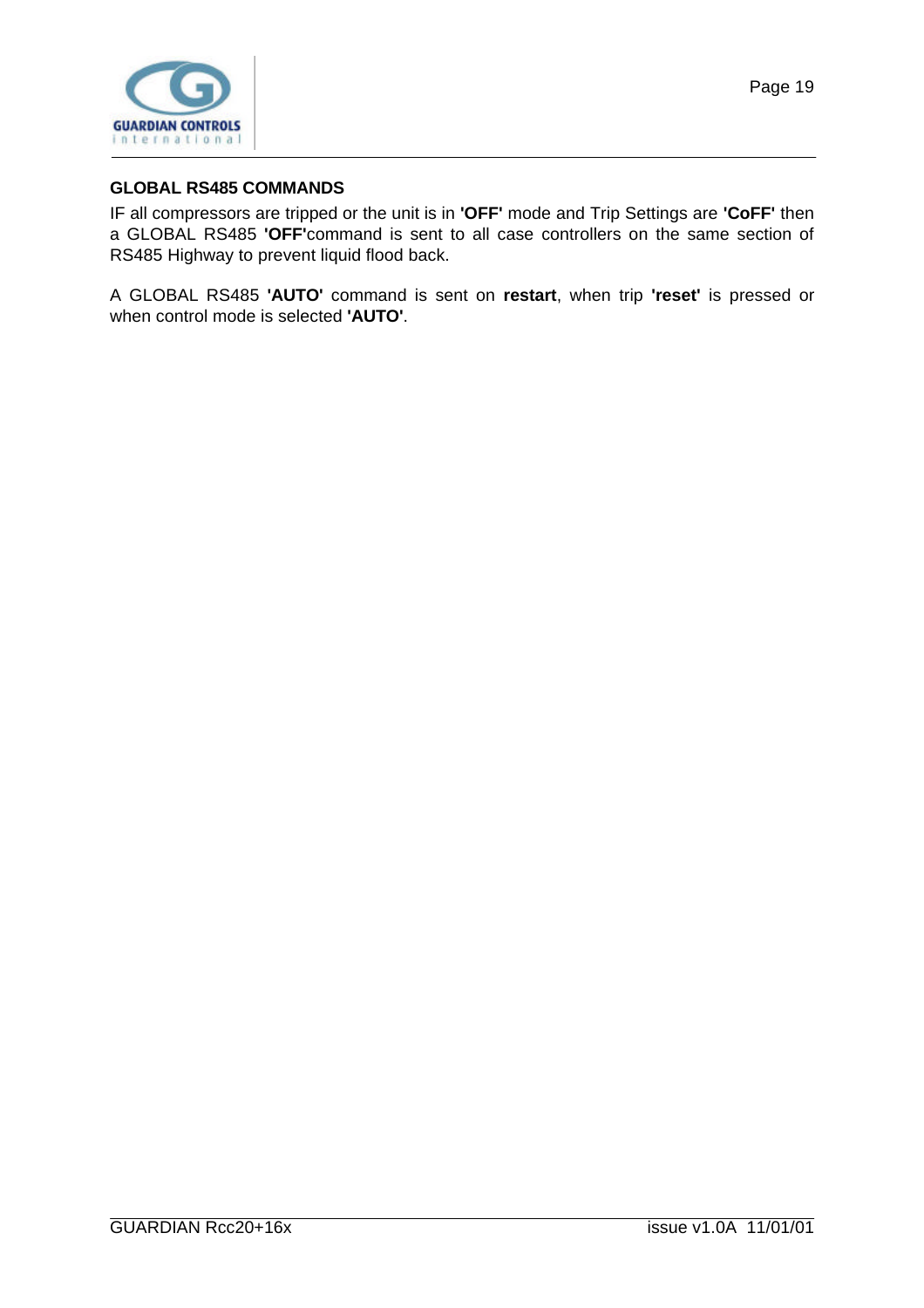## GLOBAL RS485 COMMANDS

IF all compressors are tripped or the unit is in **'OFF'** mode and Trip Settings are **'CoFF'** then a GLOBAL RS485 **'OFF'**command is sent to all case controllers on the same section of RS485 Highway to prevent liquid flood back.

A GLOBAL RS485 **'AUTO'** command is sent on **restart**, when trip **'reset'** is pressed or when control mode is selected **'AUTO'**.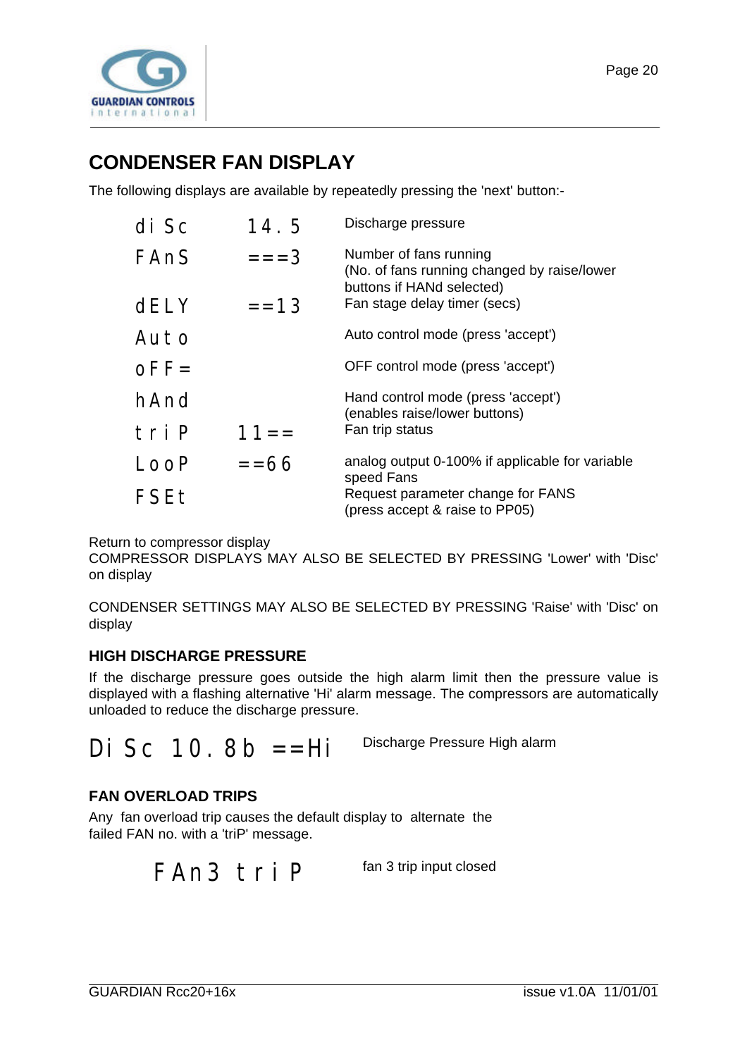## CONDENSER FAN DISPLAY

The following displays are available by repeatedly pressing the 'next' button:-

| | | |
|---|---|---|
| di Sc | 14.5 | Discharge pressure |
| FAnS | ===3 | Number of fans running (No. of fans running changed by raise/lower buttons if HANd selected) |
| dELY | ==13 | Fan stage delay timer (secs) |
| Auto | | Auto control mode (press 'accept') |
| oFF= | | OFF control mode (press 'accept') |
| hAnd | | Hand control mode (press 'accept') (enables raise/lower buttons) |
| triP | 11== | Fan trip status |
| LooP | ==66 | analog output 0-100% if applicable for variable speed Fans |
| FSEt | | Request parameter change for FANS (press accept & raise to PP05) |

Return to compressor display
COMPRESSOR DISPLAYS MAY ALSO BE SELECTED BY PRESSING 'Lower' with 'Disc' on display

CONDENSER SETTINGS MAY ALSO BE SELECTED BY PRESSING 'Raise' with 'Disc' on display

### HIGH DISCHARGE PRESSURE

If the discharge pressure goes outside the high alarm limit then the pressure value is displayed with a flashing alternative 'Hi' alarm message. The compressors are automatically unloaded to reduce the discharge pressure.

| | |
|---|---|
| DiSc 10.8b ==Hi | Discharge Pressure High alarm |

### FAN OVERLOAD TRIPS

Any fan overload trip causes the default display to alternate the failed FAN no. with a 'triP' message.

| | |
|---|---|
| FAn3 triP | fan 3 trip input closed |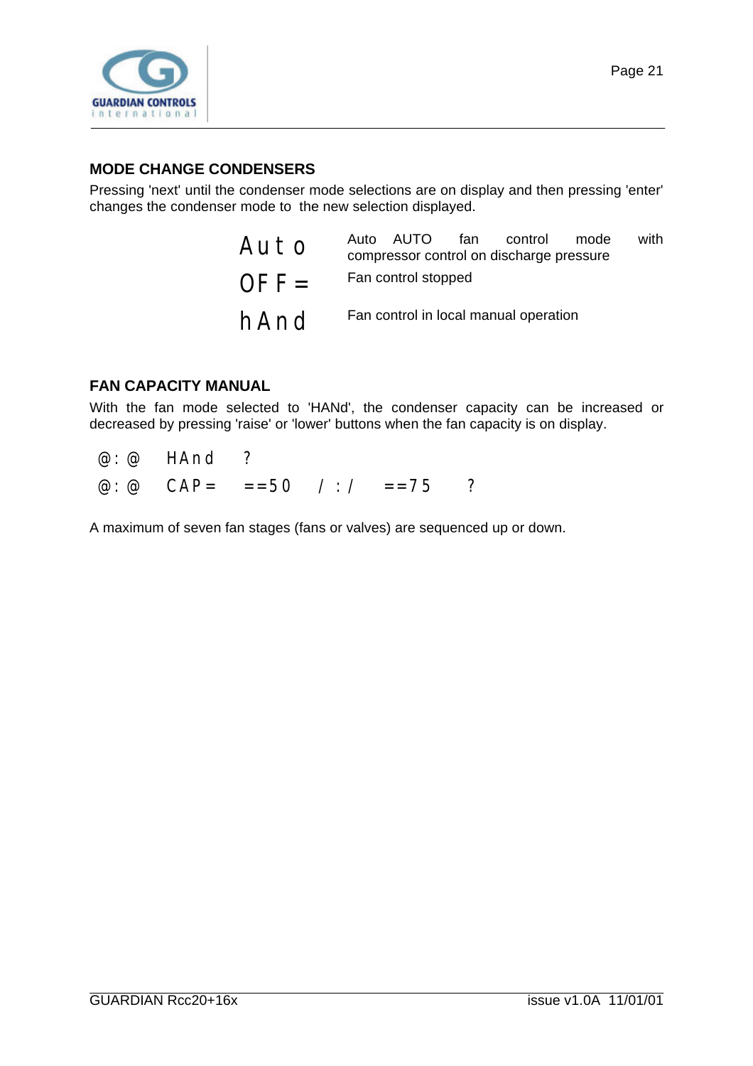## MODE CHANGE CONDENSERS

Pressing 'next' until the condenser mode selections are on display and then pressing 'enter' changes the condenser mode to the new selection displayed.

| | |
|---|---|
| Auto | Auto AUTO fan control mode with compressor control on discharge pressure |
| OFF= | Fan control stopped |
| hAnd | Fan control in local manual operation |

## FAN CAPACITY MANUAL

With the fan mode selected to 'HANd', the condenser capacity can be increased or decreased by pressing 'raise' or 'lower' buttons when the fan capacity is on display.

```
@:@   HAnd   ?
@:@   CAP=   ==50   /:/   ==75   ?
```

A maximum of seven fan stages (fans or valves) are sequenced up or down.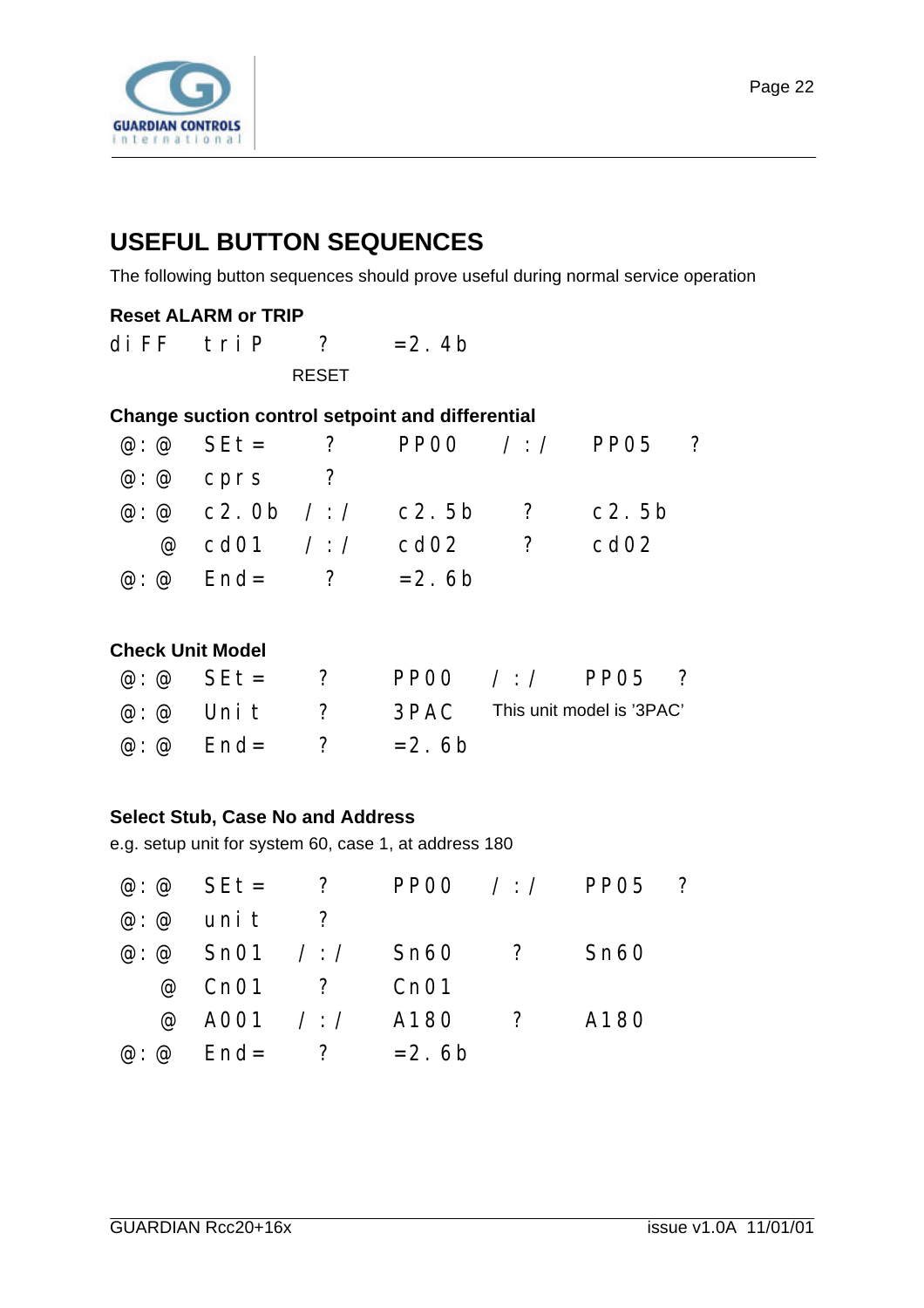## USEFUL BUTTON SEQUENCES

The following button sequences should prove useful during normal service operation

### Reset ALARM or TRIP

| | | | |
|---|---|---|---|
| diFF | triP | ? | =2.4b |
| | | RESET | |

### Change suction control setpoint and differential

| | | | | | | |
|---|---|---|---|---|---|---|
| @:@ | SEt= | ? | PP00 | /:/ | PP05 | ? |
| @:@ | cprs | ? | | | | |
| @:@ | c2.0b | /:/ | c2.5b | ? | c2.5b | |
| @ | cd01 | /:/ | cd02 | ? | cd02 | |
| @:@ | End= | ? | =2.6b | | | |

### Check Unit Model

| | | | | | | |
|---|---|---|---|---|---|---|
| @:@ | SEt= | ? | PP00 | /:/ | PP05 | ? |
| @:@ | Unit | ? | 3PAC | This unit model is '3PAC' | | |
| @:@ | End= | ? | =2.6b | | | |

### Select Stub, Case No and Address

e.g. setup unit for system 60, case 1, at address 180

| | | | | | | |
|---|---|---|---|---|---|---|
| @:@ | SEt= | ? | PP00 | /:/ | PP05 | ? |
| @:@ | unit | ? | | | | |
| @:@ | Sn01 | /:/ | Sn60 | ? | Sn60 | |
| @ | Cn01 | ? | Cn01 | | | |
| @ | A001 | /:/ | A180 | ? | A180 | |
| @:@ | End= | ? | =2.6b | | | |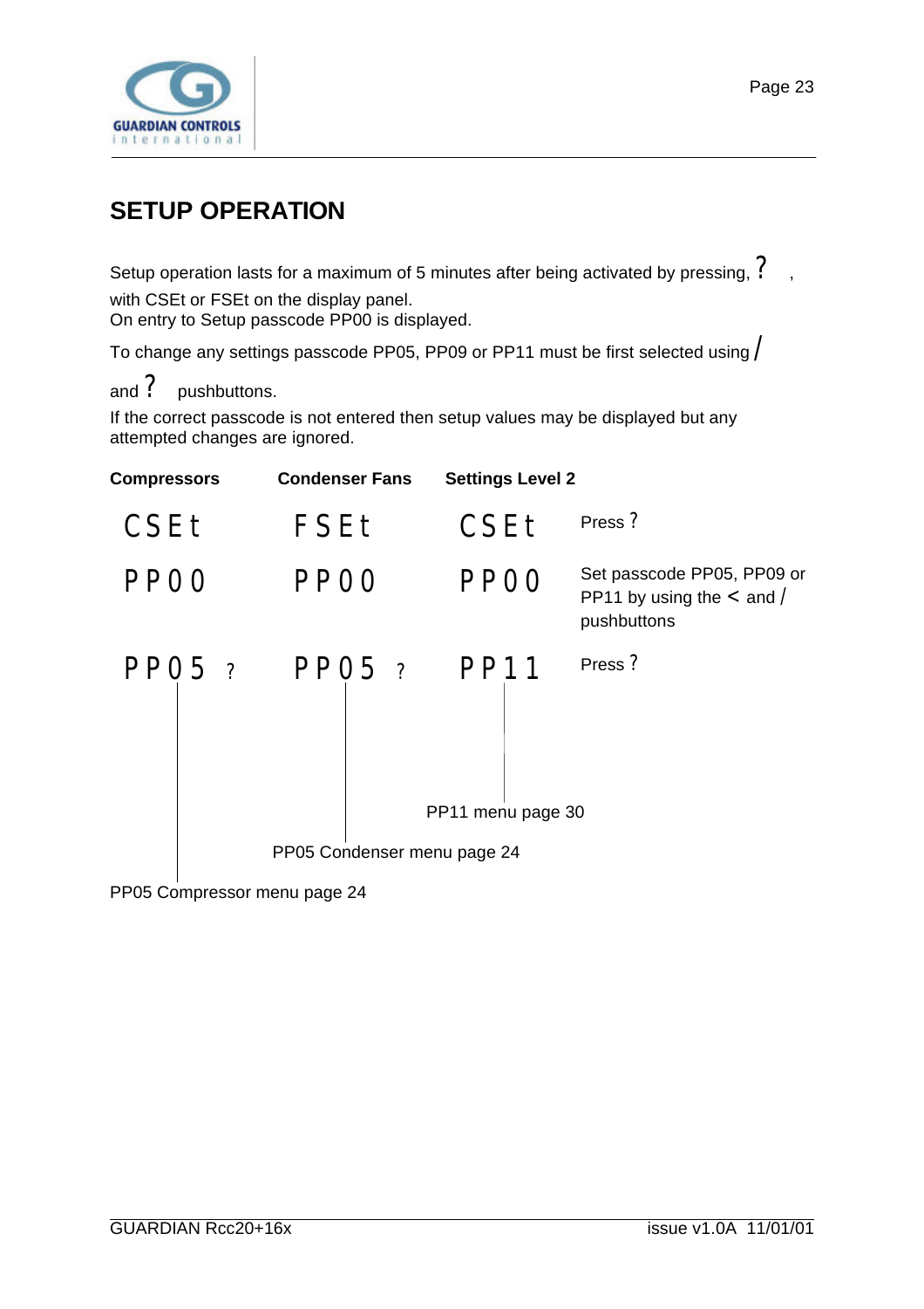# SETUP OPERATION

Setup operation lasts for a maximum of 5 minutes after being activated by pressing, ? , with CSEt or FSEt on the display panel.
On entry to Setup passcode PP00 is displayed.

To change any settings passcode PP05, PP09 or PP11 must be first selected using / and ? pushbuttons.

If the correct passcode is not entered then setup values may be displayed but any attempted changes are ignored.

| Compressors | Condenser Fans | Settings Level 2 | |
|---|---|---|---|
| CSEt | FSEt | CSEt | Press ? |
| PP00 | PP00 | PP00 | Set passcode PP05, PP09 or PP11 by using the < and / pushbuttons |
| PP05 ? | PP05 ? | PP11 | Press ? |

PP11 menu page 30

PP05 Condenser menu page 24

PP05 Compressor menu page 24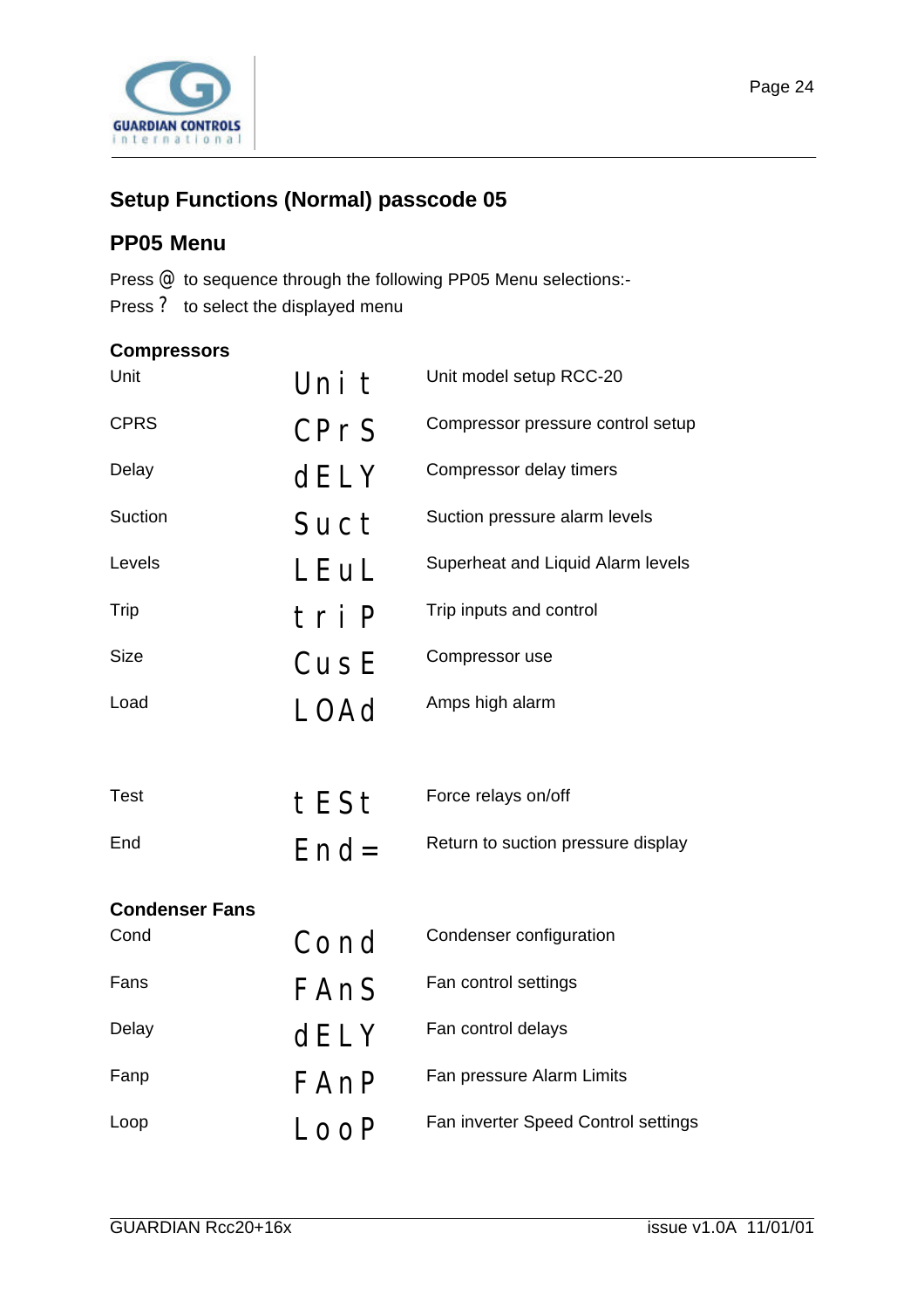## Setup Functions (Normal) passcode 05

### PP05 Menu

Press @ to sequence through the following PP05 Menu selections:-
Press ? to select the displayed menu

**Compressors**

| | | |
|---|---|---|
| Unit | Unit | Unit model setup RCC-20 |
| CPRS | CPrS | Compressor pressure control setup |
| Delay | dELY | Compressor delay timers |
| Suction | Suct | Suction pressure alarm levels |
| Levels | LEuL | Superheat and Liquid Alarm levels |
| Trip | triP | Trip inputs and control |
| Size | CusE | Compressor use |
| Load | LOAd | Amps high alarm |
| | | |
| Test | tESt | Force relays on/off |
| End | End= | Return to suction pressure display |

**Condenser Fans**

| | | |
|---|---|---|
| Cond | Cond | Condenser configuration |
| Fans | FAnS | Fan control settings |
| Delay | dELY | Fan control delays |
| Fanp | FAnP | Fan pressure Alarm Limits |
| Loop | LooP | Fan inverter Speed Control settings |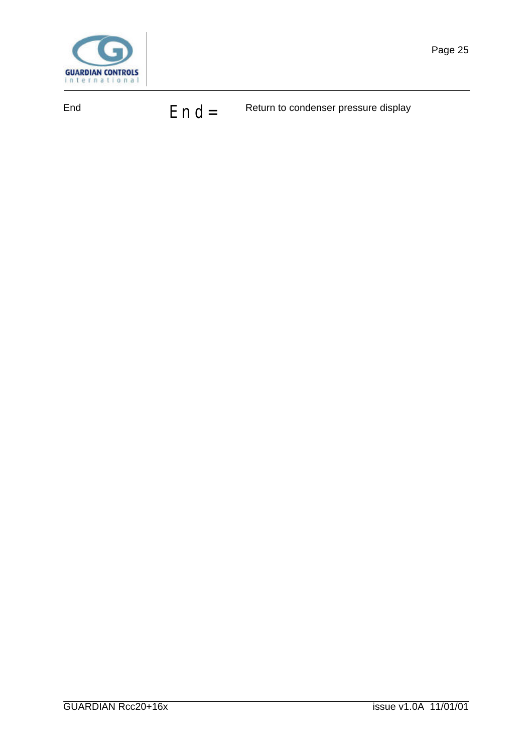| End | End= | Return to condenser pressure display |
|---|---|---|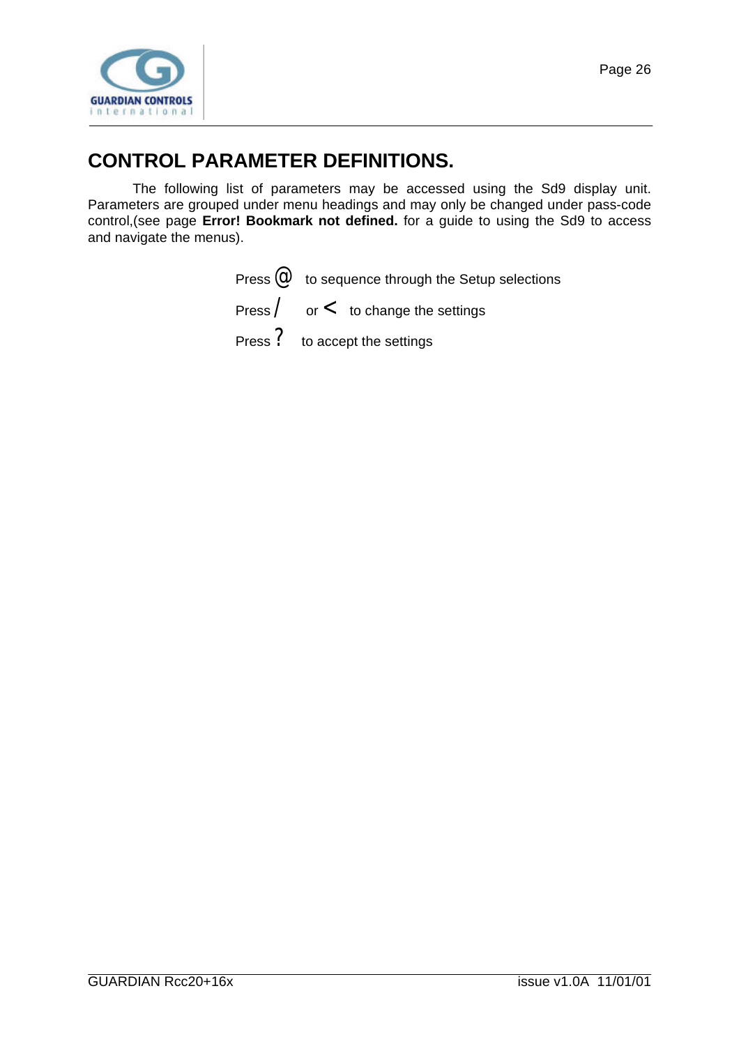# CONTROL PARAMETER DEFINITIONS.

The following list of parameters may be accessed using the Sd9 display unit. Parameters are grouped under menu headings and may only be changed under pass-code control,(see page **Error! Bookmark not defined.** for a guide to using the Sd9 to access and navigate the menus).

Press @ to sequence through the Setup selections

Press / or < to change the settings

Press ? to accept the settings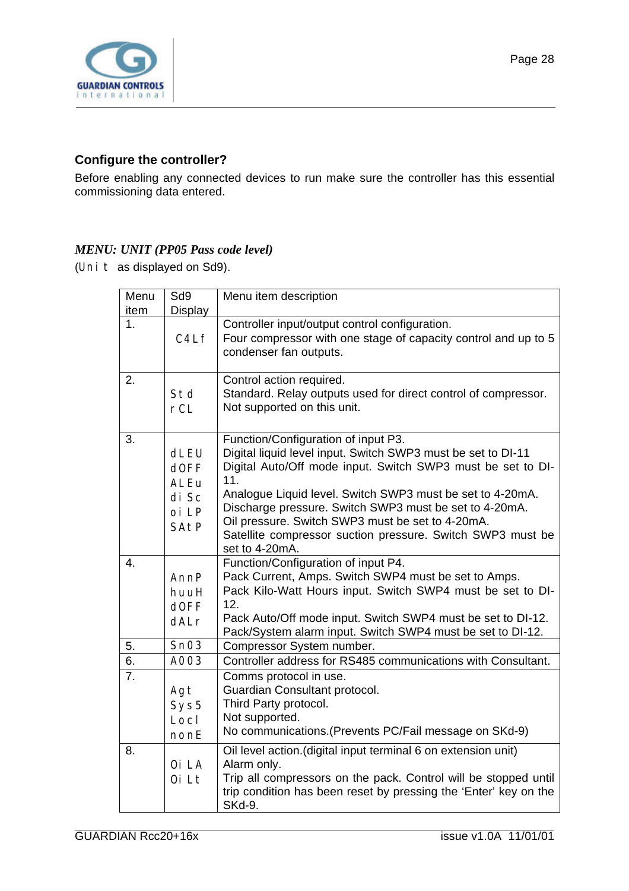## Configure the controller?

Before enabling any connected devices to run make sure the controller has this essential commissioning data entered.

### *MENU: UNIT (PP05 Pass code level)*

(Unit as displayed on Sd9).

| Menu item | Sd9 Display | Menu item description |
|---|---|---|
| 1. | C4Lf | Controller input/output control configuration.<br>Four compressor with one stage of capacity control and up to 5 condenser fan outputs. |
| 2. | Std<br>rCL | Control action required.<br>Standard. Relay outputs used for direct control of compressor.<br>Not supported on this unit. |
| 3. | dLEU<br>dOFF<br>ALEu<br>diSc<br>oiLP<br>SAtP | Function/Configuration of input P3.<br>Digital liquid level input. Switch SWP3 must be set to DI-11<br>Digital Auto/Off mode input. Switch SWP3 must be set to DI-11.<br>Analogue Liquid level. Switch SWP3 must be set to 4-20mA.<br>Discharge pressure. Switch SWP3 must be set to 4-20mA.<br>Oil pressure. Switch SWP3 must be set to 4-20mA.<br>Satellite compressor suction pressure. Switch SWP3 must be set to 4-20mA. |
| 4. | AnnP<br>huuH<br>dOFF<br>dALr | Function/Configuration of input P4.<br>Pack Current, Amps. Switch SWP4 must be set to Amps.<br>Pack Kilo-Watt Hours input. Switch SWP4 must be set to DI-12.<br>Pack Auto/Off mode input. Switch SWP4 must be set to DI-12.<br>Pack/System alarm input. Switch SWP4 must be set to DI-12. |
| 5. | Sn03 | Compressor System number. |
| 6. | A003 | Controller address for RS485 communications with Consultant. |
| 7. | Agt<br>Sys5<br>Locl<br>nonE | Comms protocol in use.<br>Guardian Consultant protocol.<br>Third Party protocol.<br>Not supported.<br>No communications.(Prevents PC/Fail message on SKd-9) |
| 8. | OiLA<br>OiLt | Oil level action.(digital input terminal 6 on extension unit)<br>Alarm only.<br>Trip all compressors on the pack. Control will be stopped until trip condition has been reset by pressing the 'Enter' key on the SKd-9. |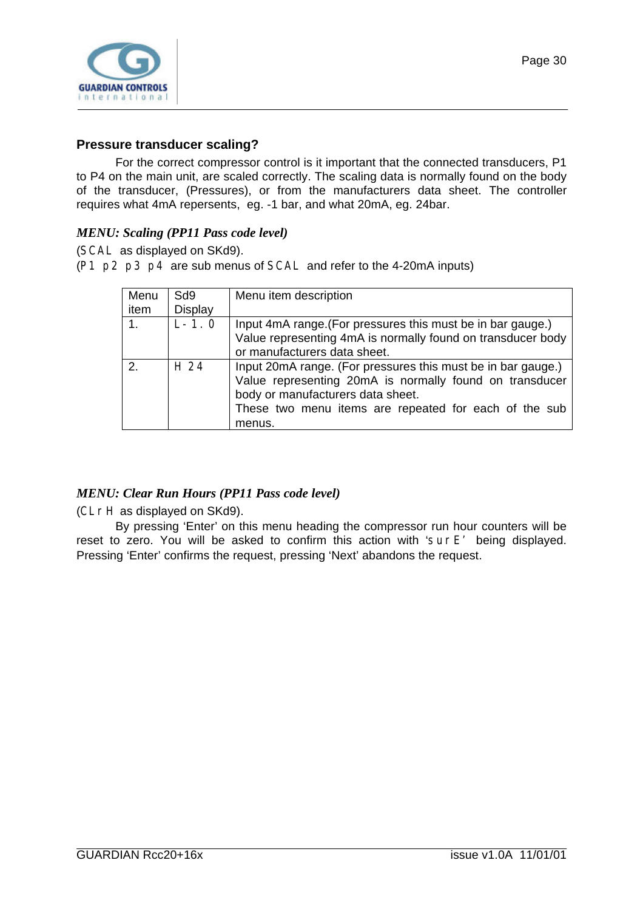### Pressure transducer scaling?

For the correct compressor control is it important that the connected transducers, P1 to P4 on the main unit, are scaled correctly. The scaling data is normally found on the body of the transducer, (Pressures), or from the manufacturers data sheet. The controller requires what 4mA repersents, eg. -1 bar, and what 20mA, eg. 24bar.

***MENU: Scaling (PP11 Pass code level)***

(SCAL as displayed on SKd9).
(P1 p2 p3 p4 are sub menus of SCAL and refer to the 4-20mA inputs)

| Menu item | Sd9 Display | Menu item description |
|---|---|---|
| 1. | L-1.0 | Input 4mA range.(For pressures this must be in bar gauge.) Value representing 4mA is normally found on transducer body or manufacturers data sheet. |
| 2. | H 24 | Input 20mA range. (For pressures this must be in bar gauge.) Value representing 20mA is normally found on transducer body or manufacturers data sheet. These two menu items are repeated for each of the sub menus. |

***MENU: Clear Run Hours (PP11 Pass code level)***

(CLrH as displayed on SKd9).

By pressing 'Enter' on this menu heading the compressor run hour counters will be reset to zero. You will be asked to confirm this action with 'surE' being displayed. Pressing 'Enter' confirms the request, pressing 'Next' abandons the request.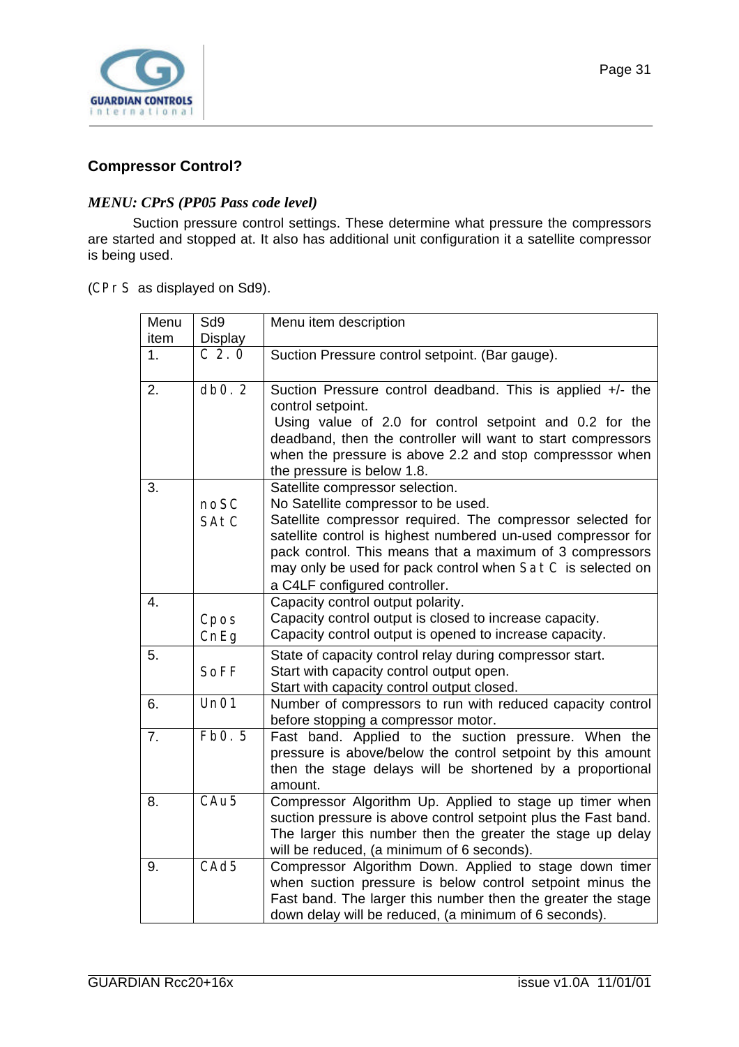## Compressor Control?

### *MENU: CPrS (PP05 Pass code level)*

Suction pressure control settings. These determine what pressure the compressors are started and stopped at. It also has additional unit configuration it a satellite compressor is being used.

(CPr S as displayed on Sd9).

| Menu item | Sd9 Display | Menu item description |
|---|---|---|
| 1. | C 2. 0 | Suction Pressure control setpoint. (Bar gauge). |
| 2. | db0. 2 | Suction Pressure control deadband. This is applied +/- the control setpoint.<br>Using value of 2.0 for control setpoint and 0.2 for the deadband, then the controller will want to start compressors when the pressure is above 2.2 and stop compresssor when the pressure is below 1.8. |
| 3. | noSC<br>SAt C | Satellite compressor selection.<br>No Satellite compressor to be used.<br>Satellite compressor required. The compressor selected for satellite control is highest numbered un-used compressor for pack control. This means that a maximum of 3 compressors may only be used for pack control when Sat C is selected on a C4LF configured controller. |
| 4. | Cpos<br>CnEg | Capacity control output polarity.<br>Capacity control output is closed to increase capacity.<br>Capacity control output is opened to increase capacity. |
| 5. | SoFF | State of capacity control relay during compressor start.<br>Start with capacity control output open.<br>Start with capacity control output closed. |
| 6. | Un01 | Number of compressors to run with reduced capacity control before stopping a compressor motor. |
| 7. | Fb0. 5 | Fast band. Applied to the suction pressure. When the pressure is above/below the control setpoint by this amount then the stage delays will be shortened by a proportional amount. |
| 8. | CAu5 | Compressor Algorithm Up. Applied to stage up timer when suction pressure is above control setpoint plus the Fast band. The larger this number then the greater the stage up delay will be reduced, (a minimum of 6 seconds). |
| 9. | CAd5 | Compressor Algorithm Down. Applied to stage down timer when suction pressure is below control setpoint minus the Fast band. The larger this number then the greater the stage down delay will be reduced, (a minimum of 6 seconds). |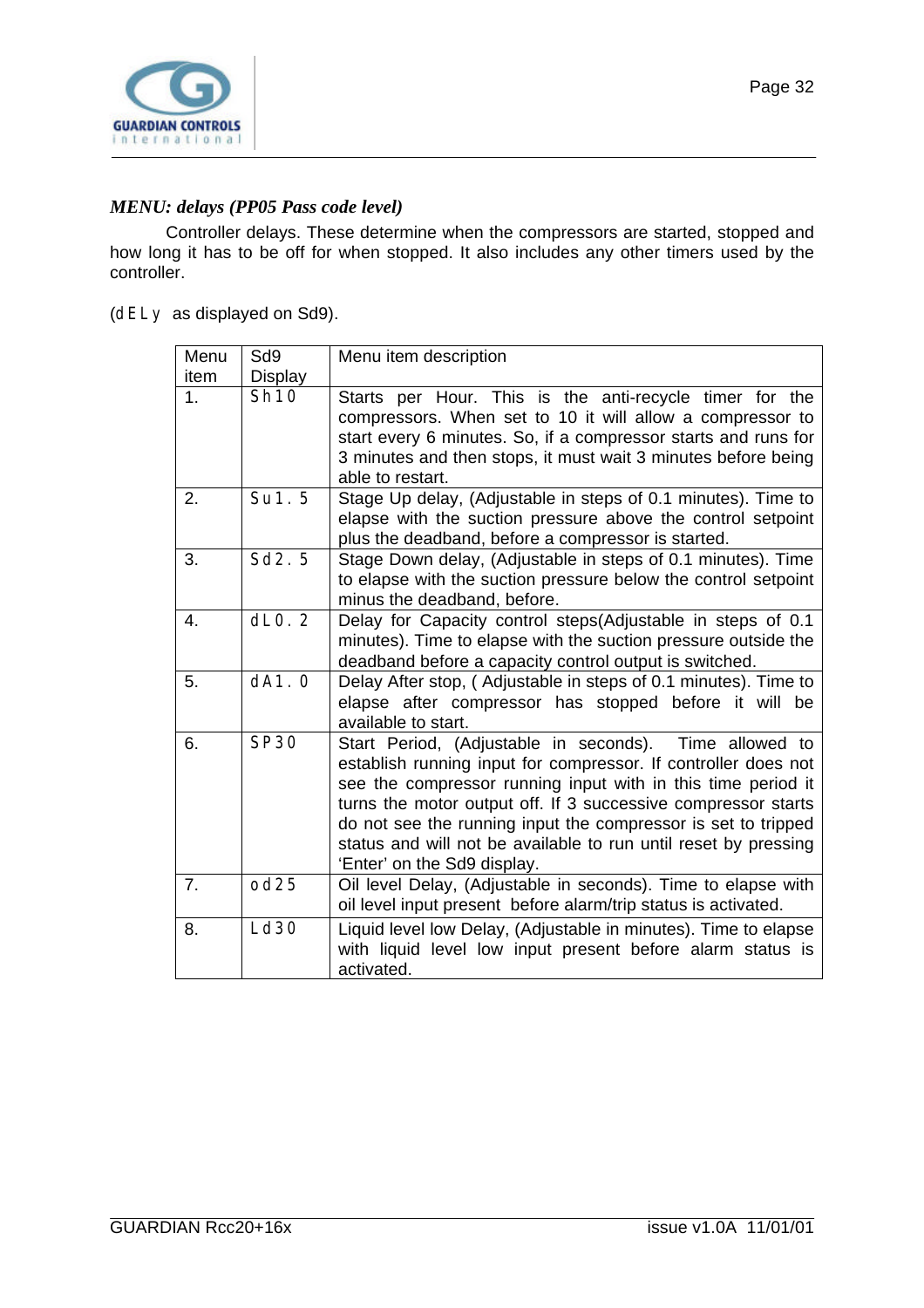*MENU: delays (PP05 Pass code level)*

Controller delays. These determine when the compressors are started, stopped and how long it has to be off for when stopped. It also includes any other timers used by the controller.

(dELy as displayed on Sd9).

| Menu item | Sd9 Display | Menu item description |
|---|---|---|
| 1. | Sh10 | Starts per Hour. This is the anti-recycle timer for the compressors. When set to 10 it will allow a compressor to start every 6 minutes. So, if a compressor starts and runs for 3 minutes and then stops, it must wait 3 minutes before being able to restart. |
| 2. | Su1.5 | Stage Up delay, (Adjustable in steps of 0.1 minutes). Time to elapse with the suction pressure above the control setpoint plus the deadband, before a compressor is started. |
| 3. | Sd2.5 | Stage Down delay, (Adjustable in steps of 0.1 minutes). Time to elapse with the suction pressure below the control setpoint minus the deadband, before. |
| 4. | dL0.2 | Delay for Capacity control steps(Adjustable in steps of 0.1 minutes). Time to elapse with the suction pressure outside the deadband before a capacity control output is switched. |
| 5. | dA1.0 | Delay After stop, ( Adjustable in steps of 0.1 minutes). Time to elapse after compressor has stopped before it will be available to start. |
| 6. | SP30 | Start Period, (Adjustable in seconds). Time allowed to establish running input for compressor. If controller does not see the compressor running input with in this time period it turns the motor output off. If 3 successive compressor starts do not see the running input the compressor is set to tripped status and will not be available to run until reset by pressing 'Enter' on the Sd9 display. |
| 7. | od25 | Oil level Delay, (Adjustable in seconds). Time to elapse with oil level input present before alarm/trip status is activated. |
| 8. | Ld30 | Liquid level low Delay, (Adjustable in minutes). Time to elapse with liquid level low input present before alarm status is activated. |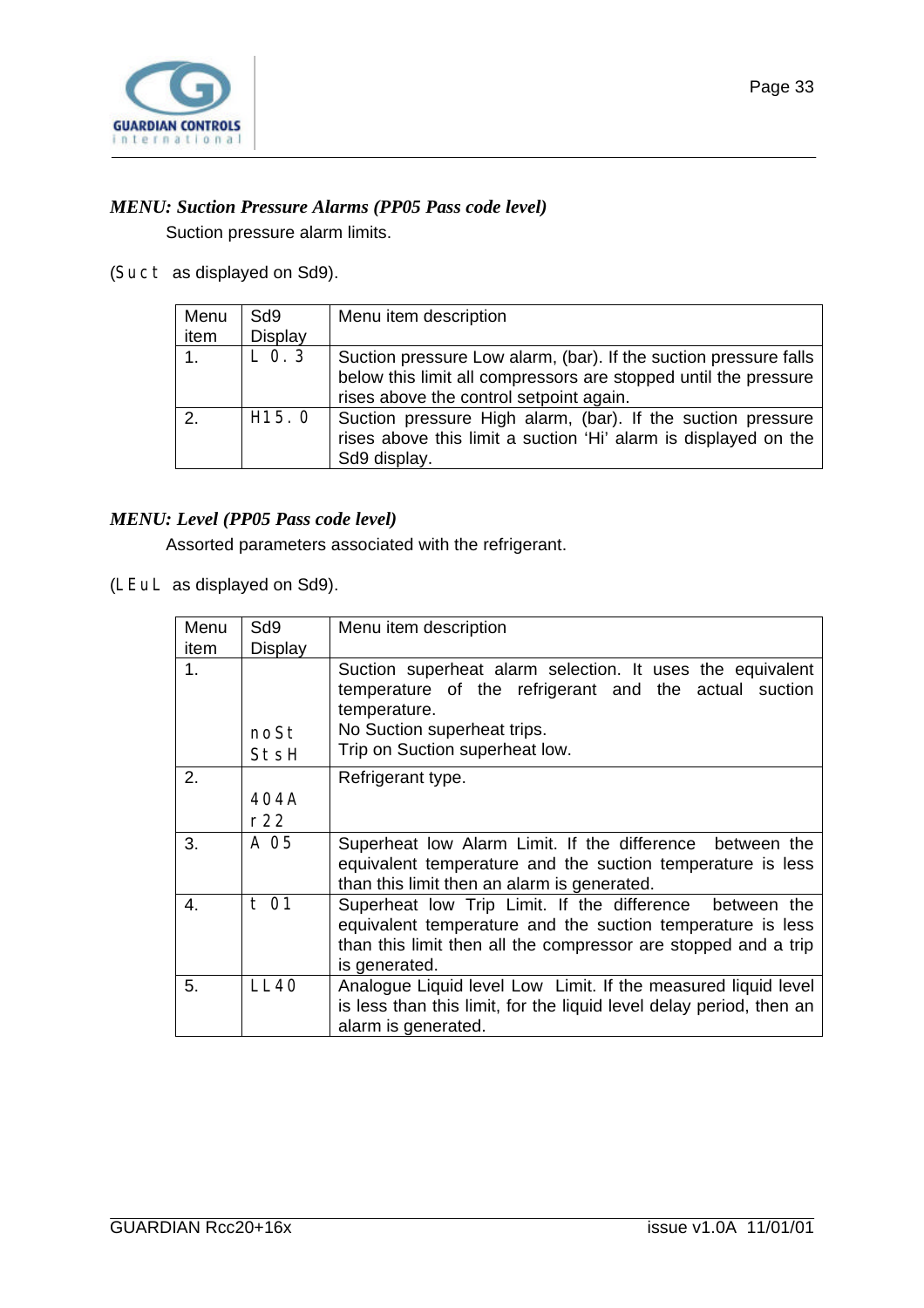*MENU: Suction Pressure Alarms (PP05 Pass code level)*

Suction pressure alarm limits.

(`Suct` as displayed on Sd9).

| Menu item | Sd9 Display | Menu item description |
|---|---|---|
| 1. | `L 0.3` | Suction pressure Low alarm, (bar). If the suction pressure falls below this limit all compressors are stopped until the pressure rises above the control setpoint again. |
| 2. | `H15.0` | Suction pressure High alarm, (bar). If the suction pressure rises above this limit a suction 'Hi' alarm is displayed on the Sd9 display. |

*MENU: Level (PP05 Pass code level)*

Assorted parameters associated with the refrigerant.

(`LEuL` as displayed on Sd9).

| Menu item | Sd9 Display | Menu item description |
|---|---|---|
| 1. | <br><br><br>`noSt`<br>`StsH` | Suction superheat alarm selection. It uses the equivalent temperature of the refrigerant and the actual suction temperature.<br>No Suction superheat trips.<br>Trip on Suction superheat low. |
| 2. | <br>`404A`<br>`r22` | Refrigerant type. |
| 3. | `A 05` | Superheat low Alarm Limit. If the difference between the equivalent temperature and the suction temperature is less than this limit then an alarm is generated. |
| 4. | `t 01` | Superheat low Trip Limit. If the difference between the equivalent temperature and the suction temperature is less than this limit then all the compressor are stopped and a trip is generated. |
| 5. | `LL40` | Analogue Liquid level Low Limit. If the measured liquid level is less than this limit, for the liquid level delay period, then an alarm is generated. |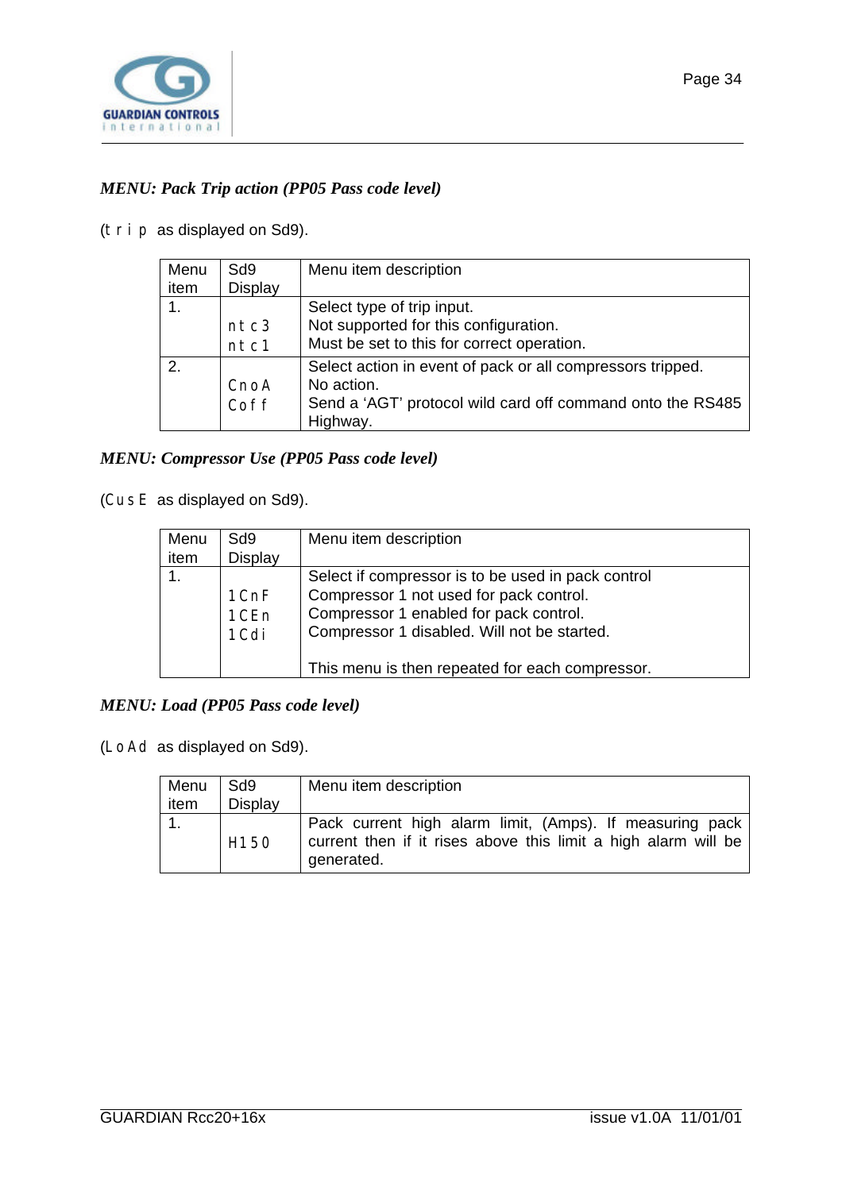*MENU: Pack Trip action (PP05 Pass code level)*

(trip as displayed on Sd9).

| Menu item | Sd9 Display | Menu item description |
|---|---|---|
| 1. | <br>ntc3<br>ntc1 | Select type of trip input.<br>Not supported for this configuration.<br>Must be set to this for correct operation. |
| 2. | <br>CnoA<br>Coff | Select action in event of pack or all compressors tripped.<br>No action.<br>Send a 'AGT' protocol wild card off command onto the RS485 Highway. |

*MENU: Compressor Use (PP05 Pass code level)*

(CusE as displayed on Sd9).

| Menu item | Sd9 Display | Menu item description |
|---|---|---|
| 1. | <br>1CnF<br>1CEn<br>1Cdi | Select if compressor is to be used in pack control<br>Compressor 1 not used for pack control.<br>Compressor 1 enabled for pack control.<br>Compressor 1 disabled. Will not be started.<br><br>This menu is then repeated for each compressor. |

*MENU: Load (PP05 Pass code level)*

(LoAd as displayed on Sd9).

| Menu item | Sd9 Display | Menu item description |
|---|---|---|
| 1. | H150 | Pack current high alarm limit, (Amps). If measuring pack current then if it rises above this limit a high alarm will be generated. |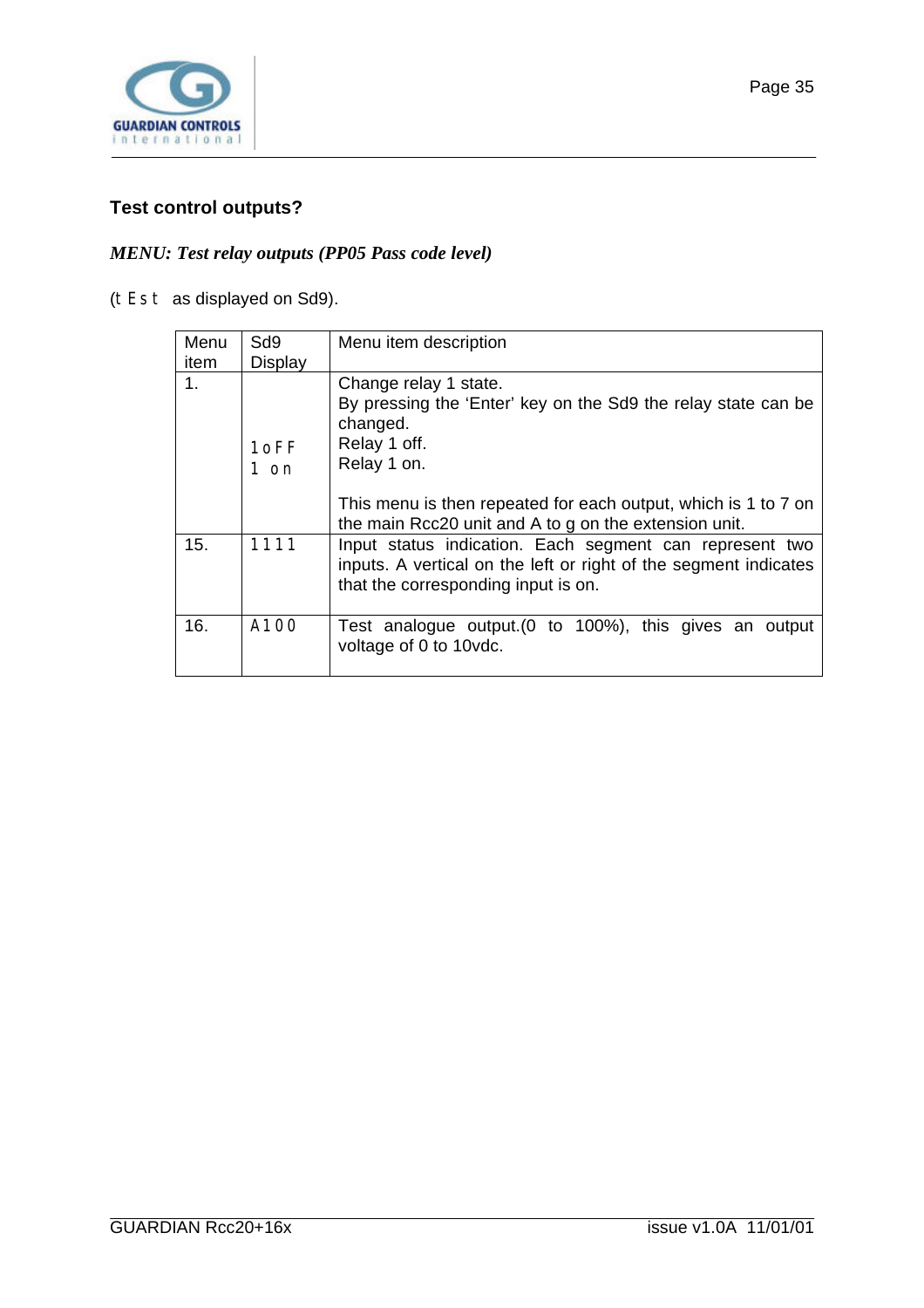### Test control outputs?

***MENU: Test relay outputs (PP05 Pass code level)***

(t E s t as displayed on Sd9).

| Menu item | Sd9 Display | Menu item description |
|---|---|---|
| 1. | 1 o F F<br>1 o n | Change relay 1 state.<br>By pressing the 'Enter' key on the Sd9 the relay state can be changed.<br>Relay 1 off.<br>Relay 1 on.<br><br>This menu is then repeated for each output, which is 1 to 7 on the main Rcc20 unit and A to g on the extension unit. |
| 15. | 1 1 1 1 | Input status indication. Each segment can represent two inputs. A vertical on the left or right of the segment indicates that the corresponding input is on. |
| 16. | A 1 0 0 | Test analogue output.(0 to 100%), this gives an output voltage of 0 to 10vdc. |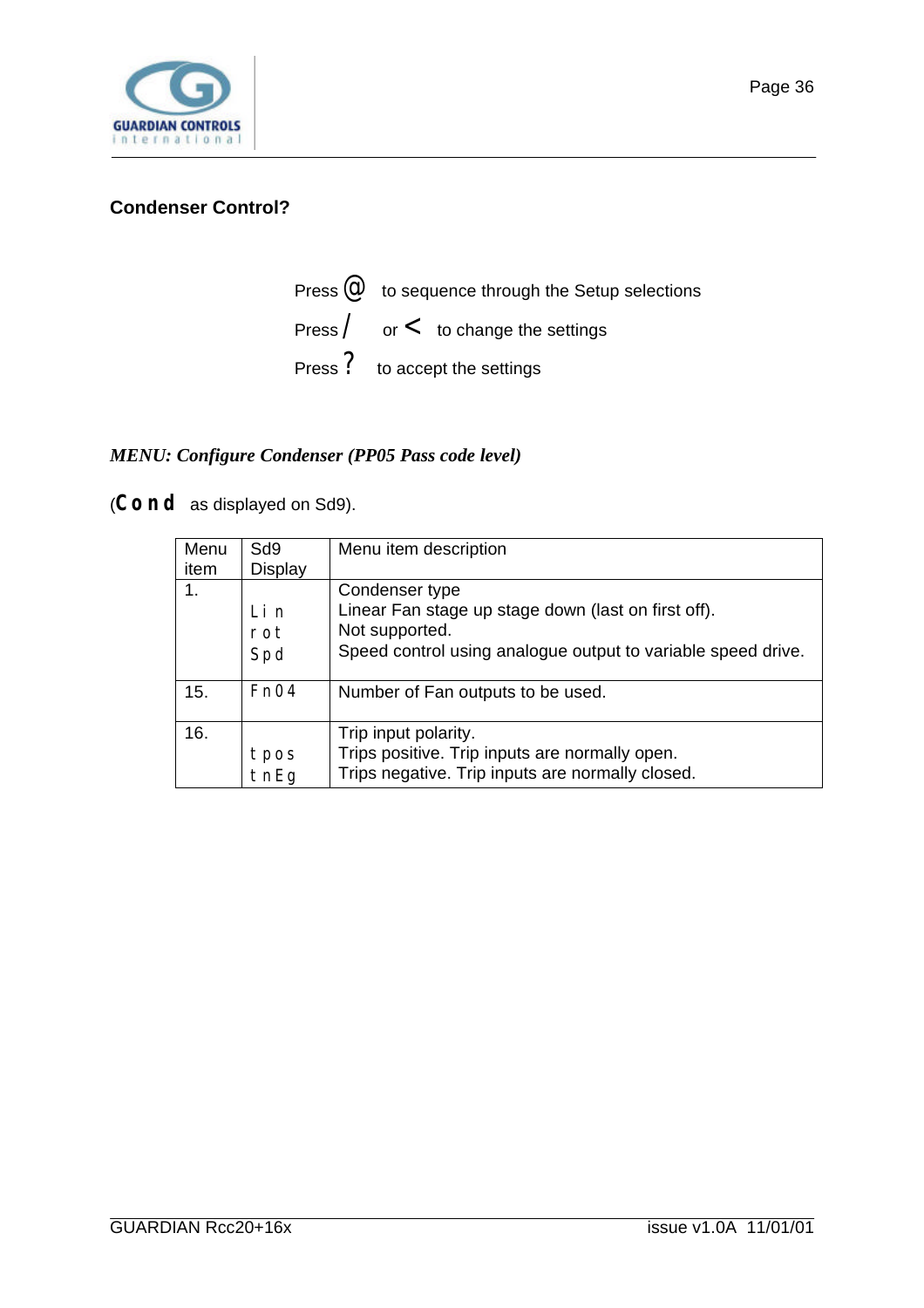## Condenser Control?

Press @ to sequence through the Setup selections

Press / or < to change the settings

Press ? to accept the settings

*MENU: Configure Condenser (PP05 Pass code level)*

(**Cond** as displayed on Sd9).

| Menu item | Sd9 Display | Menu item description |
|---|---|---|
| 1. | <br>Lin<br>rot<br>Spd | Condenser type<br>Linear Fan stage up stage down (last on first off).<br>Not supported.<br>Speed control using analogue output to variable speed drive. |
| 15. | Fn04 | Number of Fan outputs to be used. |
| 16. | <br>tpos<br>tnEg | Trip input polarity.<br>Trips positive. Trip inputs are normally open.<br>Trips negative. Trip inputs are normally closed. |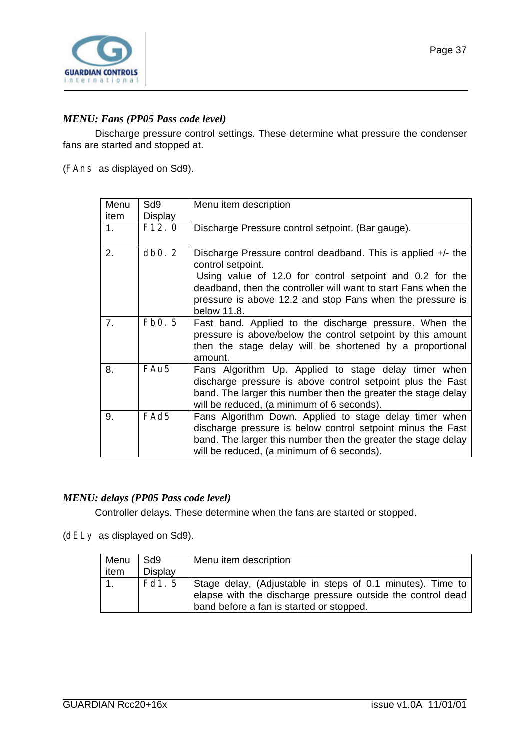*MENU: Fans (PP05 Pass code level)*

Discharge pressure control settings. These determine what pressure the condenser fans are started and stopped at.

(FAns as displayed on Sd9).

| Menu item | Sd9 Display | Menu item description |
|---|---|---|
| 1. | F12.0 | Discharge Pressure control setpoint. (Bar gauge). |
| 2. | db0.2 | Discharge Pressure control deadband. This is applied +/- the control setpoint. Using value of 12.0 for control setpoint and 0.2 for the deadband, then the controller will want to start Fans when the pressure is above 12.2 and stop Fans when the pressure is below 11.8. |
| 7. | Fb0.5 | Fast band. Applied to the discharge pressure. When the pressure is above/below the control setpoint by this amount then the stage delay will be shortened by a proportional amount. |
| 8. | FAu5 | Fans Algorithm Up. Applied to stage delay timer when discharge pressure is above control setpoint plus the Fast band. The larger this number then the greater the stage delay will be reduced, (a minimum of 6 seconds). |
| 9. | FAd5 | Fans Algorithm Down. Applied to stage delay timer when discharge pressure is below control setpoint minus the Fast band. The larger this number then the greater the stage delay will be reduced, (a minimum of 6 seconds). |

*MENU: delays (PP05 Pass code level)*

Controller delays. These determine when the fans are started or stopped.

(dELy as displayed on Sd9).

| Menu item | Sd9 Display | Menu item description |
|---|---|---|
| 1. | Fd1.5 | Stage delay, (Adjustable in steps of 0.1 minutes). Time to elapse with the discharge pressure outside the control dead band before a fan is started or stopped. |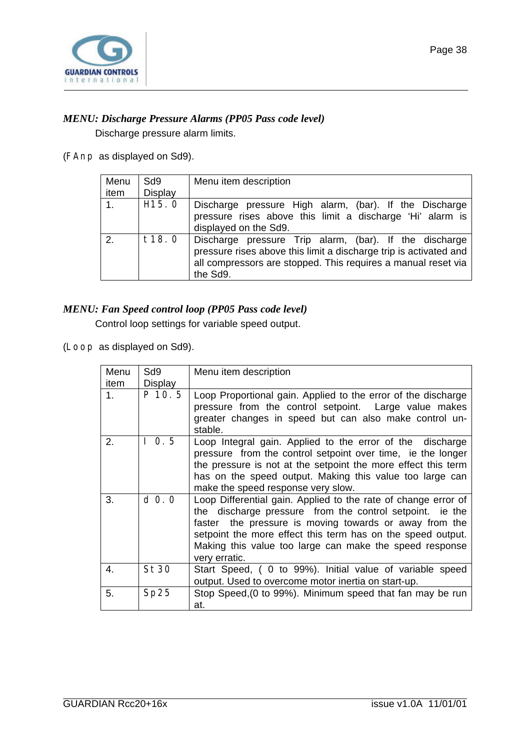## *MENU: Discharge Pressure Alarms (PP05 Pass code level)*

Discharge pressure alarm limits.

(FAnp as displayed on Sd9).

| Menu item | Sd9 Display | Menu item description |
|---|---|---|
| 1. | H15.0 | Discharge pressure High alarm, (bar). If the Discharge pressure rises above this limit a discharge 'Hi' alarm is displayed on the Sd9. |
| 2. | t18.0 | Discharge pressure Trip alarm, (bar). If the discharge pressure rises above this limit a discharge trip is activated and all compressors are stopped. This requires a manual reset via the Sd9. |

## *MENU: Fan Speed control loop (PP05 Pass code level)*

Control loop settings for variable speed output.

(Loop as displayed on Sd9).

| Menu item | Sd9 Display | Menu item description |
|---|---|---|
| 1. | P 10.5 | Loop Proportional gain. Applied to the error of the discharge pressure from the control setpoint. Large value makes greater changes in speed but can also make control un-stable. |
| 2. | I 0.5 | Loop Integral gain. Applied to the error of the discharge pressure from the control setpoint over time, ie the longer the pressure is not at the setpoint the more effect this term has on the speed output. Making this value too large can make the speed response very slow. |
| 3. | d 0.0 | Loop Differential gain. Applied to the rate of change error of the discharge pressure from the control setpoint. ie the faster the pressure is moving towards or away from the setpoint the more effect this term has on the speed output. Making this value too large can make the speed response very erratic. |
| 4. | St30 | Start Speed, ( 0 to 99%). Initial value of variable speed output. Used to overcome motor inertia on start-up. |
| 5. | Sp25 | Stop Speed,(0 to 99%). Minimum speed that fan may be run at. |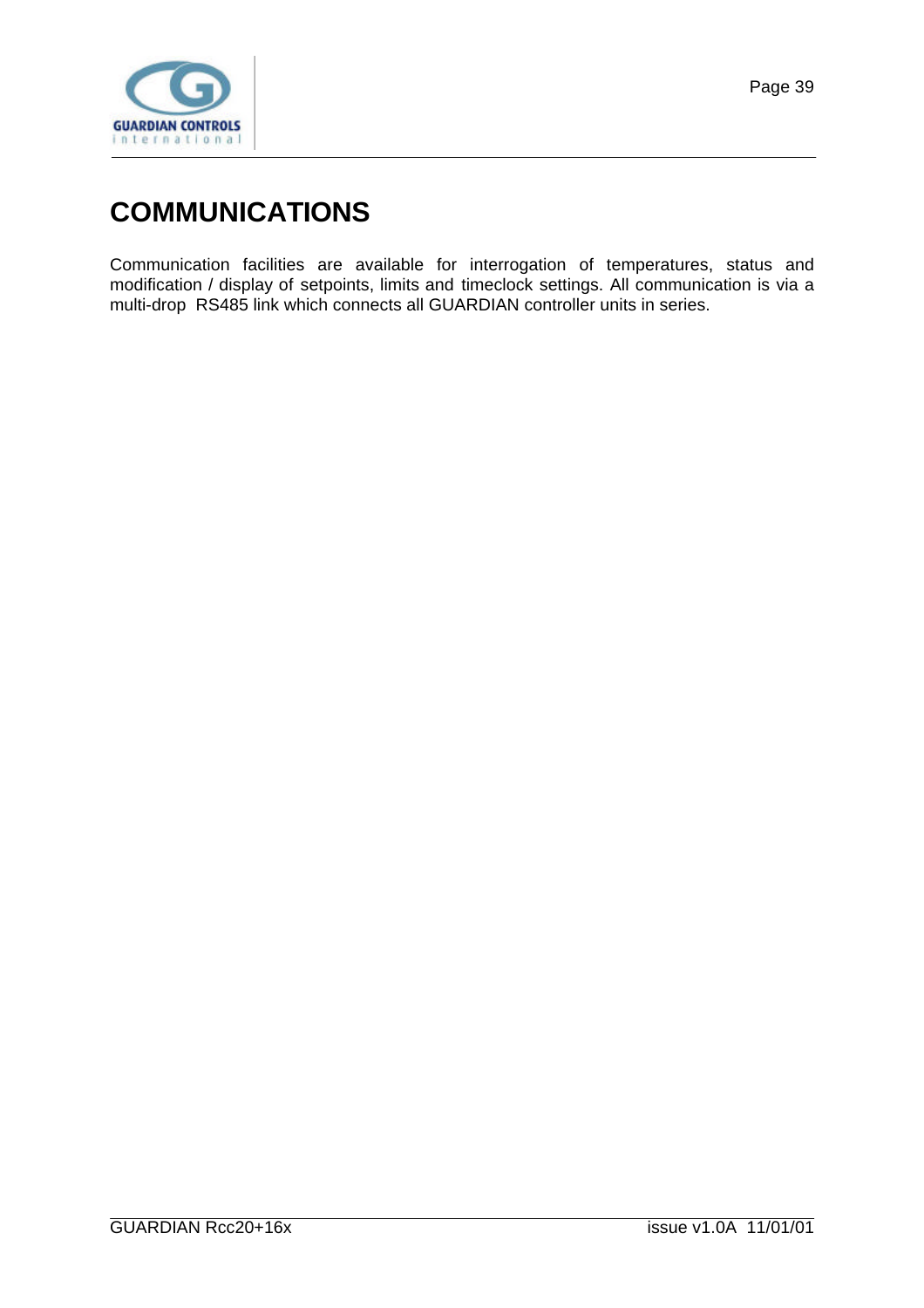# COMMUNICATIONS

Communication facilities are available for interrogation of temperatures, status and modification / display of setpoints, limits and timeclock settings. All communication is via a multi-drop RS485 link which connects all GUARDIAN controller units in series.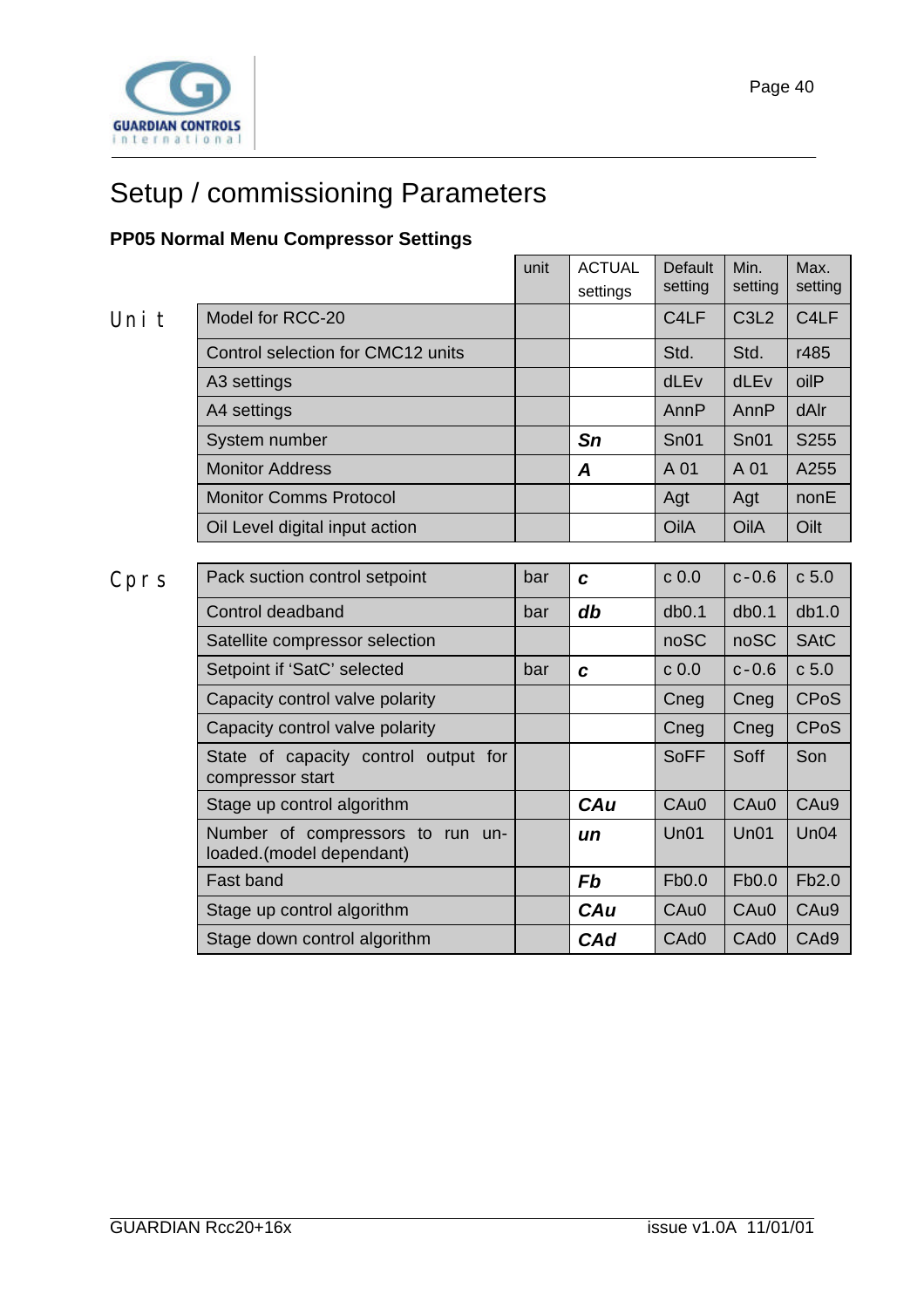# Setup / commissioning Parameters

### PP05 Normal Menu Compressor Settings

| | | unit | ACTUAL settings | Default setting | Min. setting | Max. setting |
|---|---|---|---|---|---|---|
| Unit | Model for RCC-20 | | | C4LF | C3L2 | C4LF |
| | Control selection for CMC12 units | | | Std. | Std. | r485 |
| | A3 settings | | | dLEv | dLEv | oilP |
| | A4 settings | | | AnnP | AnnP | dAlr |
| | System number | | ***Sn*** | Sn01 | Sn01 | S255 |
| | Monitor Address | | ***A*** | A 01 | A 01 | A255 |
| | Monitor Comms Protocol | | | Agt | Agt | nonE |
| | Oil Level digital input action | | | OilA | OilA | Oilt |
| Cprs | Pack suction control setpoint | bar | ***c*** | c 0.0 | c-0.6 | c 5.0 |
| | Control deadband | bar | ***db*** | db0.1 | db0.1 | db1.0 |
| | Satellite compressor selection | | | noSC | noSC | SAtC |
| | Setpoint if 'SatC' selected | bar | ***c*** | c 0.0 | c-0.6 | c 5.0 |
| | Capacity control valve polarity | | | Cneg | Cneg | CPoS |
| | Capacity control valve polarity | | | Cneg | Cneg | CPoS |
| | State of capacity control output for compressor start | | | SoFF | Soff | Son |
| | Stage up control algorithm | | ***CAu*** | CAu0 | CAu0 | CAu9 |
| | Number of compressors to run un-loaded.(model dependant) | | ***un*** | Un01 | Un01 | Un04 |
| | Fast band | | ***Fb*** | Fb0.0 | Fb0.0 | Fb2.0 |
| | Stage up control algorithm | | ***CAu*** | CAu0 | CAu0 | CAu9 |
| | Stage down control algorithm | | ***CAd*** | CAd0 | CAd0 | CAd9 |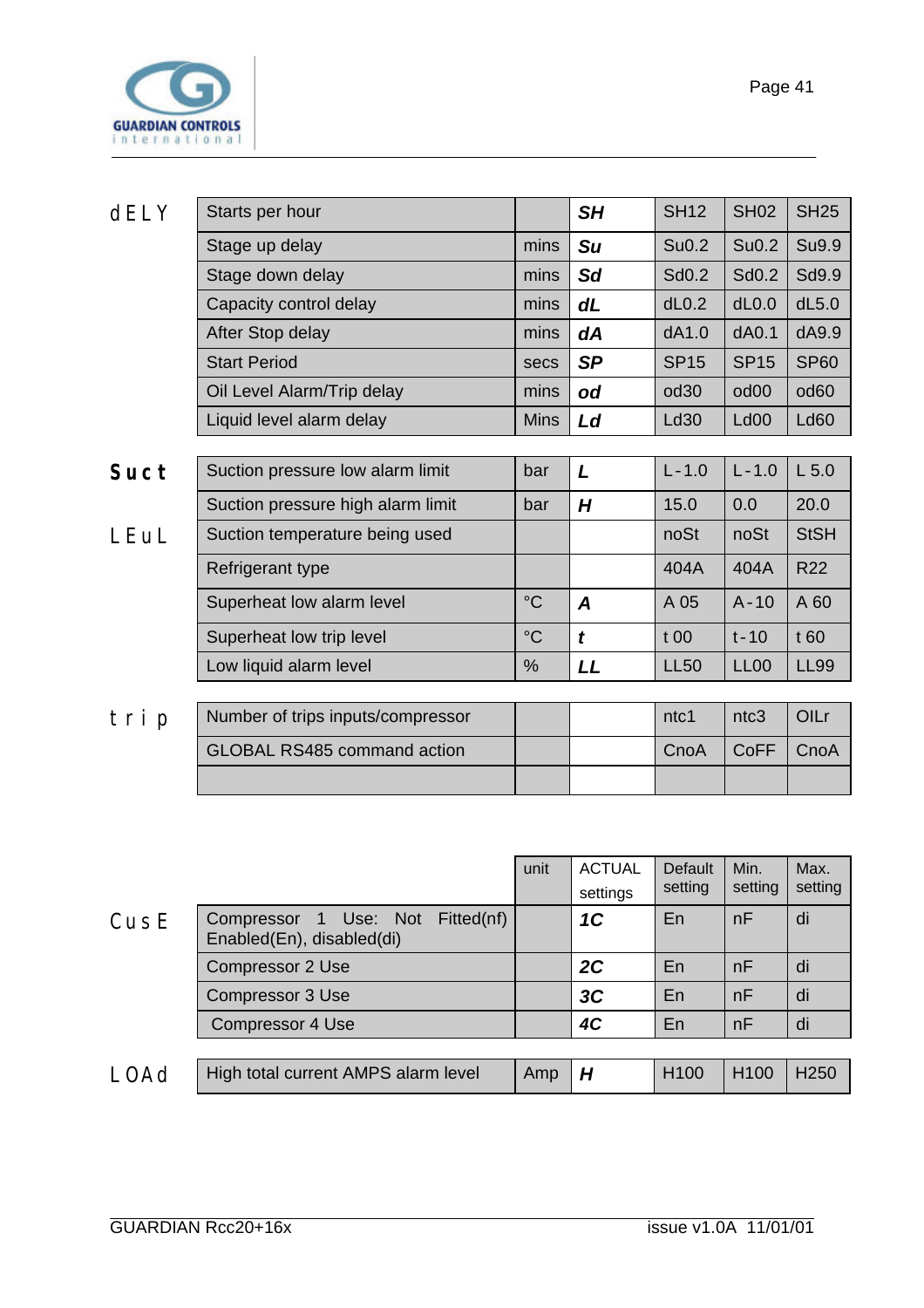| | | unit | ACTUAL settings | Default setting | Min. setting | Max. setting |
|---|---|---|---|---|---|---|
| dELY | Starts per hour | | ***SH*** | SH12 | SH02 | SH25 |
| | Stage up delay | mins | ***Su*** | Su0.2 | Su0.2 | Su9.9 |
| | Stage down delay | mins | ***Sd*** | Sd0.2 | Sd0.2 | Sd9.9 |
| | Capacity control delay | mins | ***dL*** | dL0.2 | dL0.0 | dL5.0 |
| | After Stop delay | mins | ***dA*** | dA1.0 | dA0.1 | dA9.9 |
| | Start Period | secs | ***SP*** | SP15 | SP15 | SP60 |
| | Oil Level Alarm/Trip delay | mins | ***od*** | od30 | od00 | od60 |
| | Liquid level alarm delay | Mins | ***Ld*** | Ld30 | Ld00 | Ld60 |
| **Suct** | Suction pressure low alarm limit | bar | ***L*** | L-1.0 | L-1.0 | L 5.0 |
| | Suction pressure high alarm limit | bar | ***H*** | 15.0 | 0.0 | 20.0 |
| LEuL | Suction temperature being used | | | noSt | noSt | StSH |
| | Refrigerant type | | | 404A | 404A | R22 |
| | Superheat low alarm level | °C | ***A*** | A 05 | A-10 | A 60 |
| | Superheat low trip level | °C | ***t*** | t 00 | t-10 | t 60 |
| | Low liquid alarm level | % | ***LL*** | LL50 | LL00 | LL99 |
| trip | Number of trips inputs/compressor | | | ntc1 | ntc3 | OILr |
| | GLOBAL RS485 command action | | | CnoA | CoFF | CnoA |
| | | | | | | |
| CusE | Compressor 1 Use: Not Fitted(nf) Enabled(En), disabled(di) | | ***1C*** | En | nF | di |
| | Compressor 2 Use | | ***2C*** | En | nF | di |
| | Compressor 3 Use | | ***3C*** | En | nF | di |
| | Compressor 4 Use | | ***4C*** | En | nF | di |
| LOAd | High total current AMPS alarm level | Amp | ***H*** | H100 | H100 | H250 |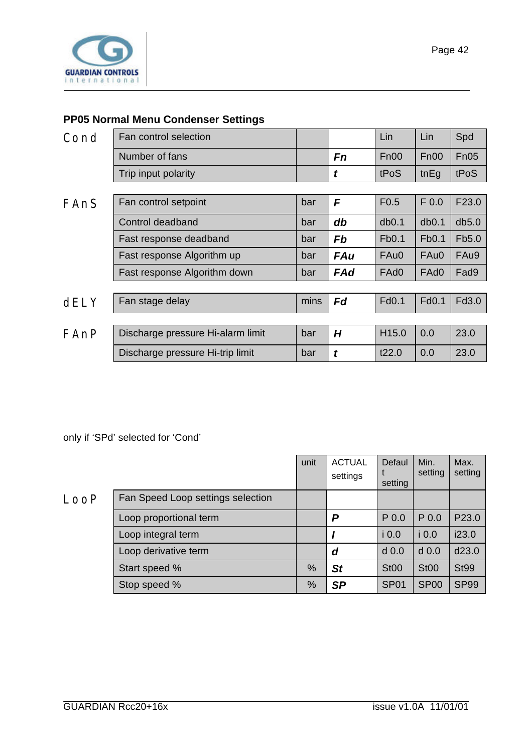## PP05 Normal Menu Condenser Settings

| | | | | | | |
|---|---|---|---|---|---|---|
| Cond | Fan control selection | | | Lin | Lin | Spd |
| | Number of fans | | ***Fn*** | Fn00 | Fn00 | Fn05 |
| | Trip input polarity | | ***t*** | tPoS | tnEg | tPoS |
| FAnS | Fan control setpoint | bar | ***F*** | F0.5 | F 0.0 | F23.0 |
| | Control deadband | bar | ***db*** | db0.1 | db0.1 | db5.0 |
| | Fast response deadband | bar | ***Fb*** | Fb0.1 | Fb0.1 | Fb5.0 |
| | Fast response Algorithm up | bar | ***FAu*** | FAu0 | FAu0 | FAu9 |
| | Fast response Algorithm down | bar | ***FAd*** | FAd0 | FAd0 | Fad9 |
| dELY | Fan stage delay | mins | ***Fd*** | Fd0.1 | Fd0.1 | Fd3.0 |
| FAnP | Discharge pressure Hi-alarm limit | bar | ***H*** | H15.0 | 0.0 | 23.0 |
| | Discharge pressure Hi-trip limit | bar | ***t*** | t22.0 | 0.0 | 23.0 |

only if 'SPd' selected for 'Cond'

| | | unit | ACTUAL settings | Default setting | Min. setting | Max. setting |
|---|---|---|---|---|---|---|
| LooP | Fan Speed Loop settings selection | | | | | |
| | Loop proportional term | | ***P*** | P 0.0 | P 0.0 | P23.0 |
| | Loop integral term | | ***I*** | i 0.0 | i 0.0 | i23.0 |
| | Loop derivative term | | ***d*** | d 0.0 | d 0.0 | d23.0 |
| | Start speed % | % | ***St*** | St00 | St00 | St99 |
| | Stop speed % | % | ***SP*** | SP01 | SP00 | SP99 |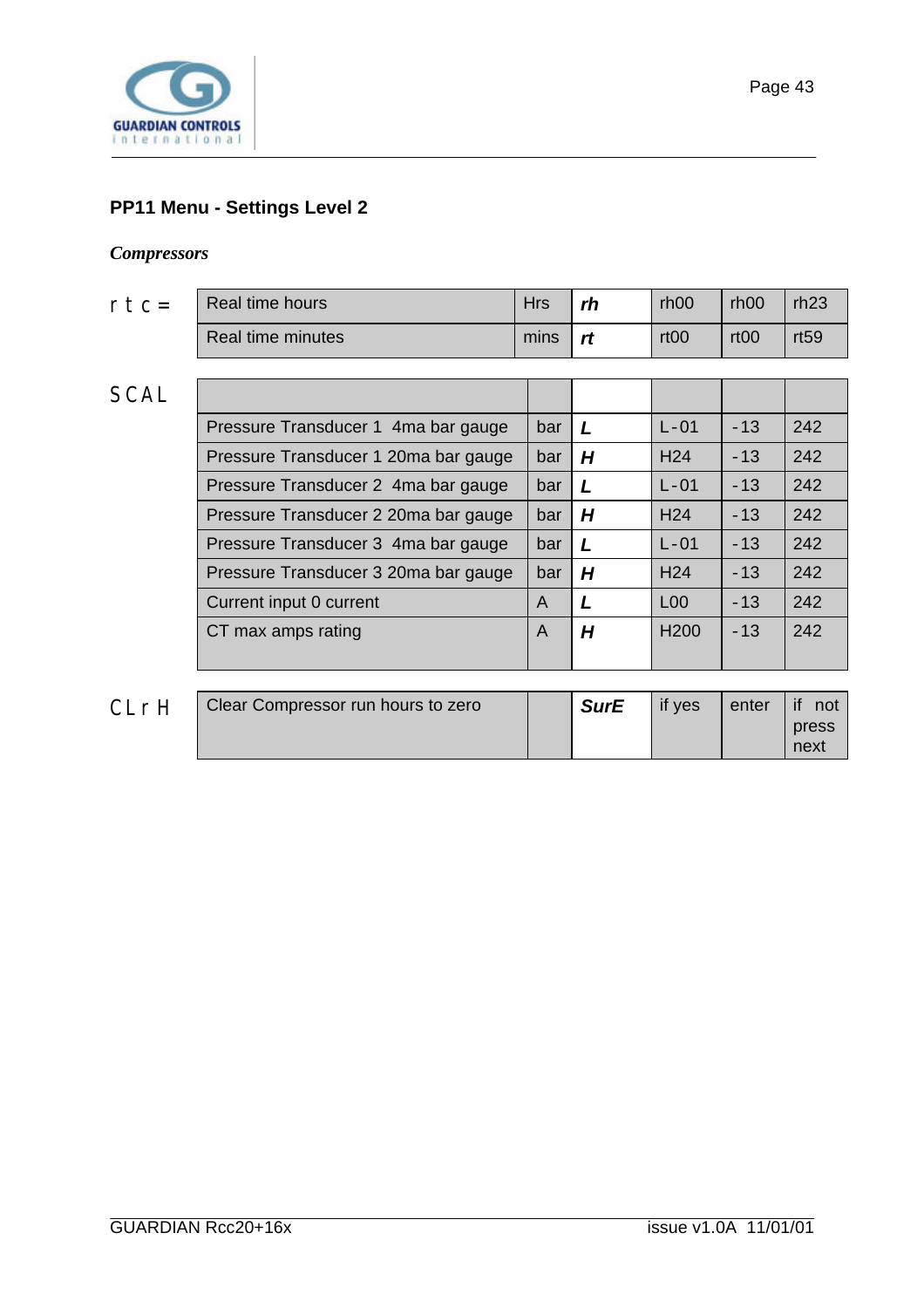## PP11 Menu - Settings Level 2

### *Compressors*

| | | | | | | |
|---|---|---|---|---|---|---|
| rtc= | Real time hours | Hrs | ***rh*** | rh00 | rh00 | rh23 |
| | Real time minutes | mins | ***rt*** | rt00 | rt00 | rt59 |

| | | | | | | |
|---|---|---|---|---|---|---|
| SCAL | | | | | | |
| | Pressure Transducer 1 4ma bar gauge | bar | ***L*** | L-01 | -13 | 242 |
| | Pressure Transducer 1 20ma bar gauge | bar | ***H*** | H24 | -13 | 242 |
| | Pressure Transducer 2 4ma bar gauge | bar | ***L*** | L-01 | -13 | 242 |
| | Pressure Transducer 2 20ma bar gauge | bar | ***H*** | H24 | -13 | 242 |
| | Pressure Transducer 3 4ma bar gauge | bar | ***L*** | L-01 | -13 | 242 |
| | Pressure Transducer 3 20ma bar gauge | bar | ***H*** | H24 | -13 | 242 |
| | Current input 0 current | A | ***L*** | L00 | -13 | 242 |
| | CT max amps rating | A | ***H*** | H200 | -13 | 242 |

| | | | | | | |
|---|---|---|---|---|---|---|
| CLrH | Clear Compressor run hours to zero | | ***SurE*** | if yes | enter | if not press next |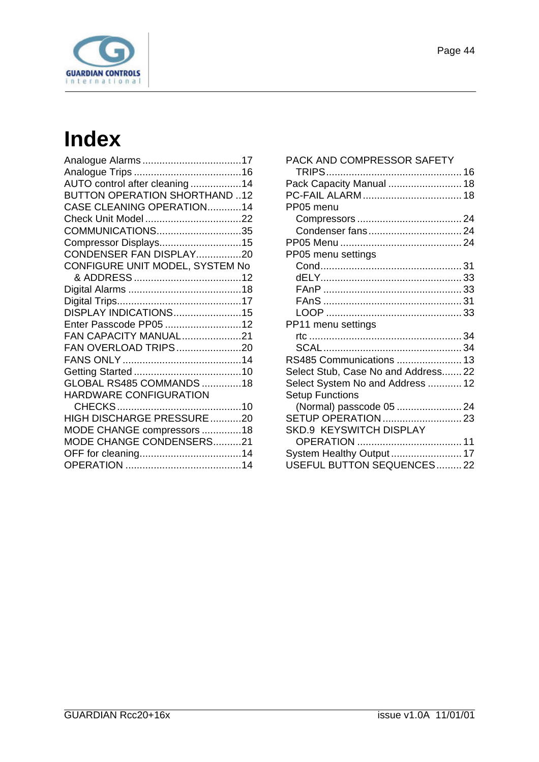# Index

Analogue Alarms ....................................17
Analogue Trips .......................................16
AUTO control after cleaning ..................14
BUTTON OPERATION SHORTHAND ..12
CASE CLEANING OPERATION............14
Check Unit Model ..................................22
COMMUNICATIONS..............................35
Compressor Displays.............................15
CONDENSER FAN DISPLAY................20
CONFIGURE UNIT MODEL, SYSTEM No
&nbsp;&nbsp;& ADDRESS ......................................12
Digital Alarms ........................................18
Digital Trips............................................17
DISPLAY INDICATIONS........................15
Enter Passcode PP05 ...........................12
FAN CAPACITY MANUAL.....................21
FAN OVERLOAD TRIPS.......................20
FANS ONLY ..........................................14
Getting Started ......................................10
GLOBAL RS485 COMMANDS ..............18
HARDWARE CONFIGURATION
&nbsp;&nbsp;CHECKS............................................10
HIGH DISCHARGE PRESSURE...........20
MODE CHANGE compressors ..............18
MODE CHANGE CONDENSERS..........21
OFF for cleaning....................................14
OPERATION .........................................14
PACK AND COMPRESSOR SAFETY
&nbsp;&nbsp;TRIPS................................................16
Pack Capacity Manual ..........................18
PC-FAIL ALARM ...................................18
PP05 menu
&nbsp;&nbsp;Compressors .....................................24
&nbsp;&nbsp;Condenser fans .................................24
PP05 Menu ...........................................24
PP05 menu settings
&nbsp;&nbsp;Cond..................................................31
&nbsp;&nbsp;dELY..................................................33
&nbsp;&nbsp;FAnP .................................................33
&nbsp;&nbsp;FAnS .................................................31
&nbsp;&nbsp;LOOP ................................................33
PP11 menu settings
&nbsp;&nbsp;rtc ......................................................34
&nbsp;&nbsp;SCAL.................................................34
RS485 Communications .......................13
Select Stub, Case No and Address.......22
Select System No and Address ............12
Setup Functions
&nbsp;&nbsp;(Normal) passcode 05 .......................24
SETUP OPERATION ............................23
SKD.9 KEYSWITCH DISPLAY
&nbsp;&nbsp;OPERATION .....................................11
System Healthy Output.........................17
USEFUL BUTTON SEQUENCES.........22